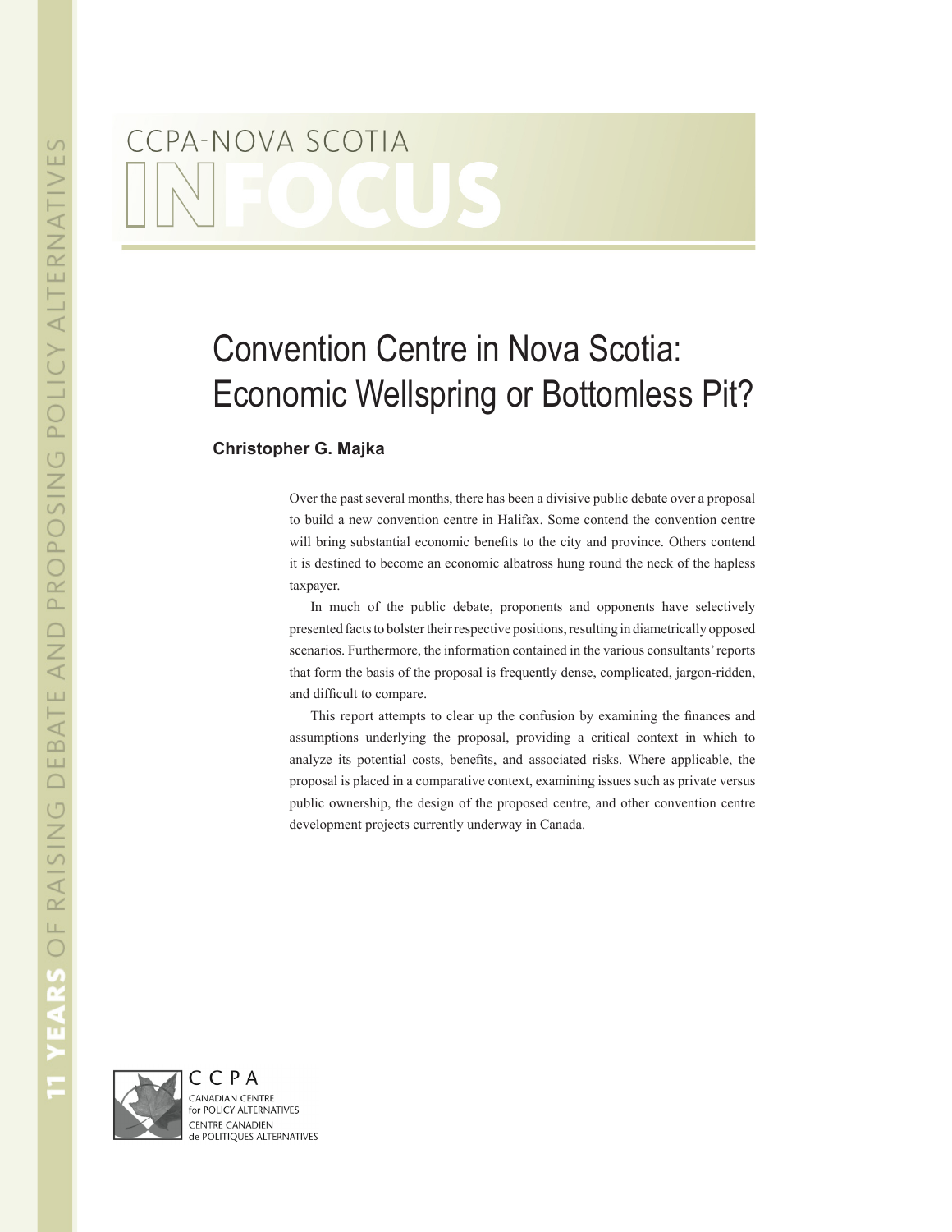CCPA-NOVA SCOTIA

INFOCUS

# Convention Centre in Nova Scotia: Economic Wellspring or Bottomless Pit?

**Christopher G. Majka**

Over the past several months, there has been a divisive public debate over a proposal to build a new convention centre in Halifax. Some contend the convention centre will bring substantial economic benefits to the city and province. Others contend it is destined to become an economic albatross hung round the neck of the hapless taxpayer.

In much of the public debate, proponents and opponents have selectively presented facts to bolster their respective positions, resulting in diametrically opposed scenarios. Furthermore, the information contained in the various consultants' reports that form the basis of the proposal is frequently dense, complicated, jargon-ridden, and difficult to compare.

This report attempts to clear up the confusion by examining the finances and assumptions underlying the proposal, providing a critical context in which to analyze its potential costs, benefits, and associated risks. Where applicable, the proposal is placed in a comparative context, examining issues such as private versus public ownership, the design of the proposed centre, and other convention centre development projects currently underway in Canada.

CCPA
CANADIAN CENTRE for POLICY ALTERNATIVES
CENTRE CANADIEN de POLITIQUES ALTERNATIVES

11 YEARS OF RAISING DEBATE AND PROPOSING POLICY ALTERNATIVES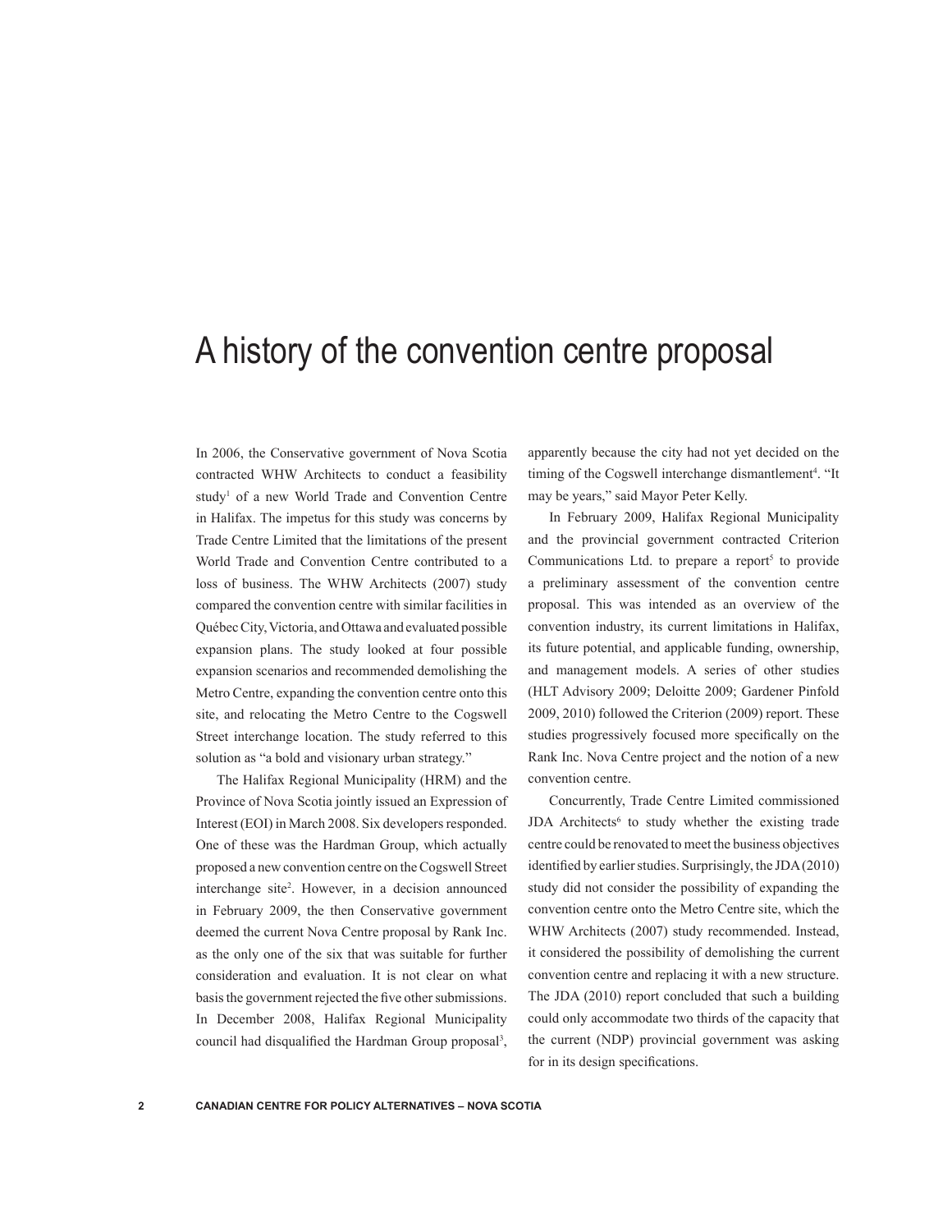# A history of the convention centre proposal

In 2006, the Conservative government of Nova Scotia contracted WHW Architects to conduct a feasibility study[1] of a new World Trade and Convention Centre in Halifax. The impetus for this study was concerns by Trade Centre Limited that the limitations of the present World Trade and Convention Centre contributed to a loss of business. The WHW Architects (2007) study compared the convention centre with similar facilities in Québec City, Victoria, and Ottawa and evaluated possible expansion plans. The study looked at four possible expansion scenarios and recommended demolishing the Metro Centre, expanding the convention centre onto this site, and relocating the Metro Centre to the Cogswell Street interchange location. The study referred to this solution as "a bold and visionary urban strategy."

The Halifax Regional Municipality (HRM) and the Province of Nova Scotia jointly issued an Expression of Interest (EOI) in March 2008. Six developers responded. One of these was the Hardman Group, which actually proposed a new convention centre on the Cogswell Street interchange site[2]. However, in a decision announced in February 2009, the then Conservative government deemed the current Nova Centre proposal by Rank Inc. as the only one of the six that was suitable for further consideration and evaluation. It is not clear on what basis the government rejected the five other submissions. In December 2008, Halifax Regional Municipality council had disqualified the Hardman Group proposal[3], apparently because the city had not yet decided on the timing of the Cogswell interchange dismantlement[4]. "It may be years," said Mayor Peter Kelly.

In February 2009, Halifax Regional Municipality and the provincial government contracted Criterion Communications Ltd. to prepare a report[5] to provide a preliminary assessment of the convention centre proposal. This was intended as an overview of the convention industry, its current limitations in Halifax, its future potential, and applicable funding, ownership, and management models. A series of other studies (HLT Advisory 2009; Deloitte 2009; Gardener Pinfold 2009, 2010) followed the Criterion (2009) report. These studies progressively focused more specifically on the Rank Inc. Nova Centre project and the notion of a new convention centre.

Concurrently, Trade Centre Limited commissioned JDA Architects[6] to study whether the existing trade centre could be renovated to meet the business objectives identified by earlier studies. Surprisingly, the JDA (2010) study did not consider the possibility of expanding the convention centre onto the Metro Centre site, which the WHW Architects (2007) study recommended. Instead, it considered the possibility of demolishing the current convention centre and replacing it with a new structure. The JDA (2010) report concluded that such a building could only accommodate two thirds of the capacity that the current (NDP) provincial government was asking for in its design specifications.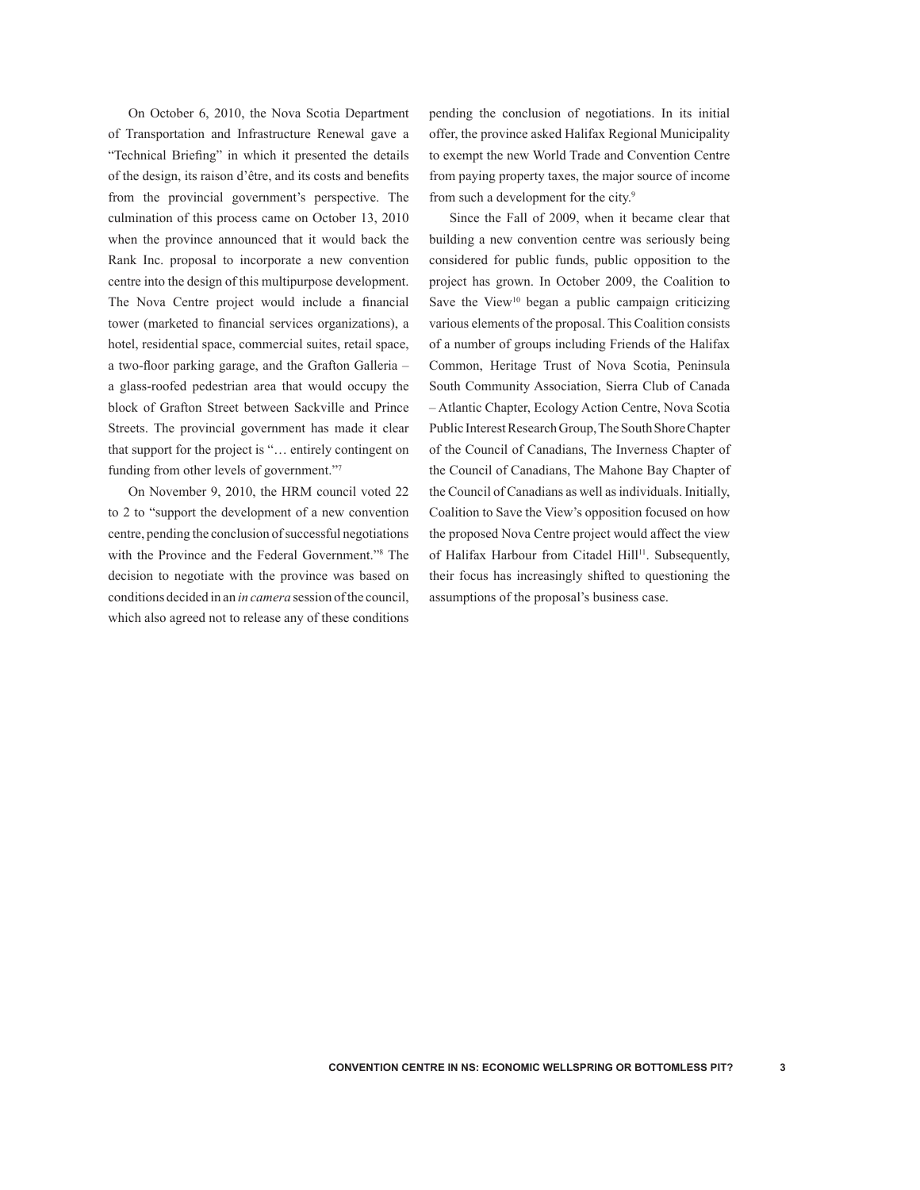On October 6, 2010, the Nova Scotia Department of Transportation and Infrastructure Renewal gave a "Technical Briefing" in which it presented the details of the design, its raison d'être, and its costs and benefits from the provincial government's perspective. The culmination of this process came on October 13, 2010 when the province announced that it would back the Rank Inc. proposal to incorporate a new convention centre into the design of this multipurpose development. The Nova Centre project would include a financial tower (marketed to financial services organizations), a hotel, residential space, commercial suites, retail space, a two-floor parking garage, and the Grafton Galleria – a glass-roofed pedestrian area that would occupy the block of Grafton Street between Sackville and Prince Streets. The provincial government has made it clear that support for the project is "… entirely contingent on funding from other levels of government."[7]

On November 9, 2010, the HRM council voted 22 to 2 to "support the development of a new convention centre, pending the conclusion of successful negotiations with the Province and the Federal Government."[8] The decision to negotiate with the province was based on conditions decided in an *in camera* session of the council, which also agreed not to release any of these conditions pending the conclusion of negotiations. In its initial offer, the province asked Halifax Regional Municipality to exempt the new World Trade and Convention Centre from paying property taxes, the major source of income from such a development for the city.[9]

Since the Fall of 2009, when it became clear that building a new convention centre was seriously being considered for public funds, public opposition to the project has grown. In October 2009, the Coalition to Save the View[10] began a public campaign criticizing various elements of the proposal. This Coalition consists of a number of groups including Friends of the Halifax Common, Heritage Trust of Nova Scotia, Peninsula South Community Association, Sierra Club of Canada – Atlantic Chapter, Ecology Action Centre, Nova Scotia Public Interest Research Group, The South Shore Chapter of the Council of Canadians, The Inverness Chapter of the Council of Canadians, The Mahone Bay Chapter of the Council of Canadians as well as individuals. Initially, Coalition to Save the View's opposition focused on how the proposed Nova Centre project would affect the view of Halifax Harbour from Citadel Hill[11]. Subsequently, their focus has increasingly shifted to questioning the assumptions of the proposal's business case.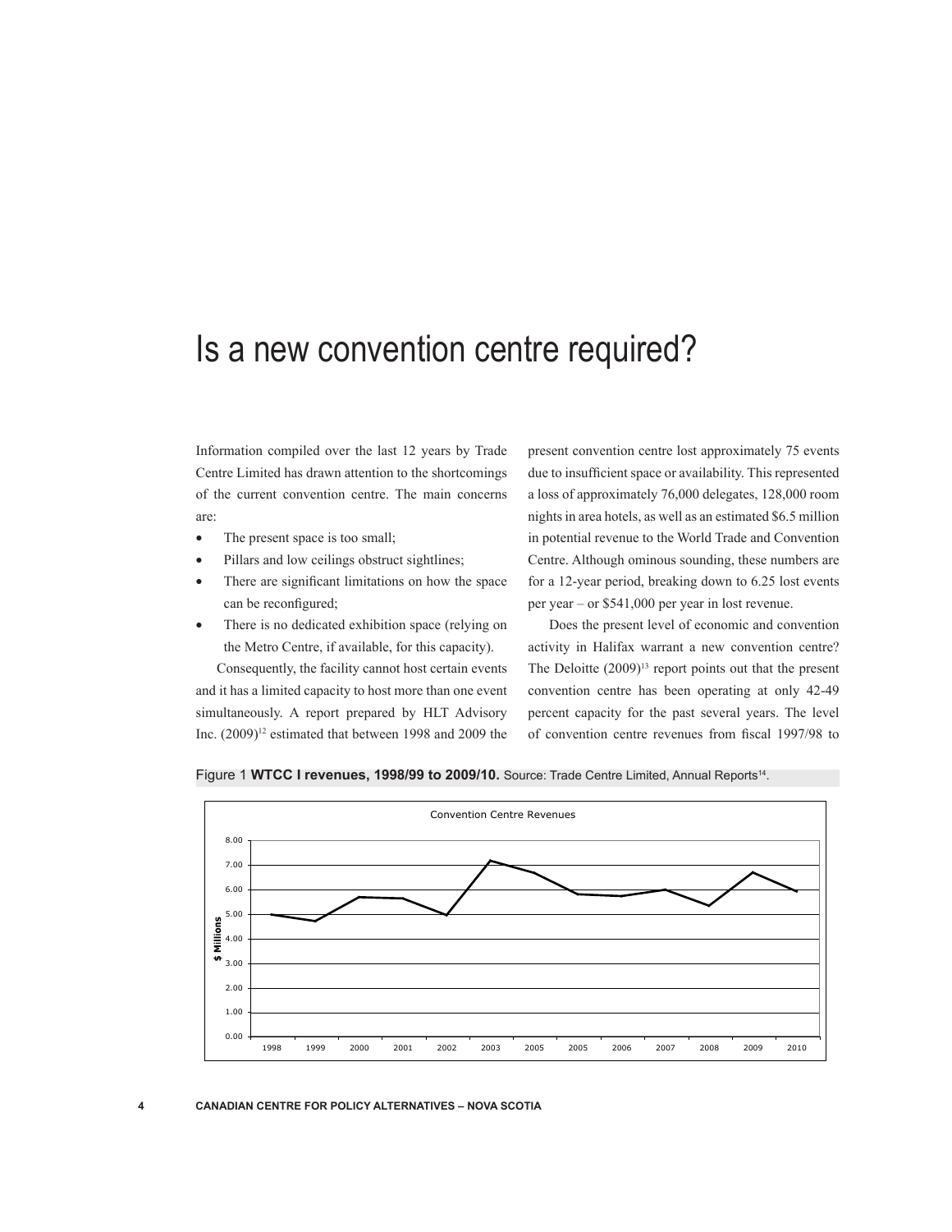# Is a new convention centre required?

Information compiled over the last 12 years by Trade Centre Limited has drawn attention to the shortcomings of the current convention centre. The main concerns are:

- The present space is too small;
- Pillars and low ceilings obstruct sightlines;
- There are significant limitations on how the space can be reconfigured;
- There is no dedicated exhibition space (relying on the Metro Centre, if available, for this capacity).

Consequently, the facility cannot host certain events and it has a limited capacity to host more than one event simultaneously. A report prepared by HLT Advisory Inc. (2009)[12] estimated that between 1998 and 2009 the present convention centre lost approximately 75 events due to insufficient space or availability. This represented a loss of approximately 76,000 delegates, 128,000 room nights in area hotels, as well as an estimated $6.5 million in potential revenue to the World Trade and Convention Centre. Although ominous sounding, these numbers are for a 12-year period, breaking down to 6.25 lost events per year – or $541,000 per year in lost revenue.

Does the present level of economic and convention activity in Halifax warrant a new convention centre? The Deloitte (2009)[13] report points out that the present convention centre has been operating at only 42-49 percent capacity for the past several years. The level of convention centre revenues from fiscal 1997/98 to

Figure 1 **WTCC I revenues, 1998/99 to 2009/10.** Source: Trade Centre Limited, Annual Reports[14].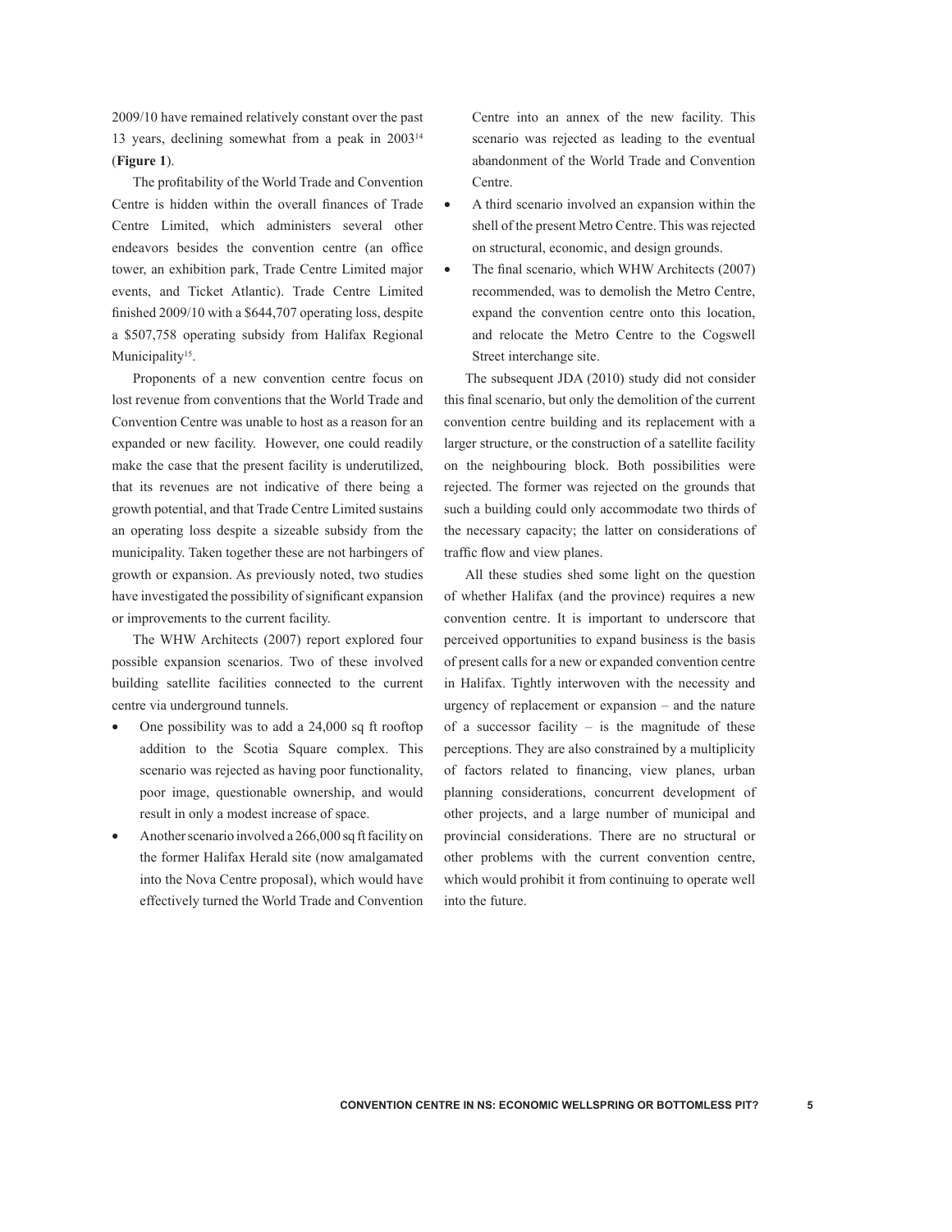2009/10 have remained relatively constant over the past 13 years, declining somewhat from a peak in 2003[14] (**Figure 1**).

The profitability of the World Trade and Convention Centre is hidden within the overall finances of Trade Centre Limited, which administers several other endeavors besides the convention centre (an office tower, an exhibition park, Trade Centre Limited major events, and Ticket Atlantic). Trade Centre Limited finished 2009/10 with a $644,707 operating loss, despite a $507,758 operating subsidy from Halifax Regional Municipality[15].

Proponents of a new convention centre focus on lost revenue from conventions that the World Trade and Convention Centre was unable to host as a reason for an expanded or new facility. However, one could readily make the case that the present facility is underutilized, that its revenues are not indicative of there being a growth potential, and that Trade Centre Limited sustains an operating loss despite a sizeable subsidy from the municipality. Taken together these are not harbingers of growth or expansion. As previously noted, two studies have investigated the possibility of significant expansion or improvements to the current facility.

The WHW Architects (2007) report explored four possible expansion scenarios. Two of these involved building satellite facilities connected to the current centre via underground tunnels.

- One possibility was to add a 24,000 sq ft rooftop addition to the Scotia Square complex. This scenario was rejected as having poor functionality, poor image, questionable ownership, and would result in only a modest increase of space.
- Another scenario involved a 266,000 sq ft facility on the former Halifax Herald site (now amalgamated into the Nova Centre proposal), which would have effectively turned the World Trade and Convention Centre into an annex of the new facility. This scenario was rejected as leading to the eventual abandonment of the World Trade and Convention Centre.
- A third scenario involved an expansion within the shell of the present Metro Centre. This was rejected on structural, economic, and design grounds.
- The final scenario, which WHW Architects (2007) recommended, was to demolish the Metro Centre, expand the convention centre onto this location, and relocate the Metro Centre to the Cogswell Street interchange site.

The subsequent JDA (2010) study did not consider this final scenario, but only the demolition of the current convention centre building and its replacement with a larger structure, or the construction of a satellite facility on the neighbouring block. Both possibilities were rejected. The former was rejected on the grounds that such a building could only accommodate two thirds of the necessary capacity; the latter on considerations of traffic flow and view planes.

All these studies shed some light on the question of whether Halifax (and the province) requires a new convention centre. It is important to underscore that perceived opportunities to expand business is the basis of present calls for a new or expanded convention centre in Halifax. Tightly interwoven with the necessity and urgency of replacement or expansion – and the nature of a successor facility – is the magnitude of these perceptions. They are also constrained by a multiplicity of factors related to financing, view planes, urban planning considerations, concurrent development of other projects, and a large number of municipal and provincial considerations. There are no structural or other problems with the current convention centre, which would prohibit it from continuing to operate well into the future.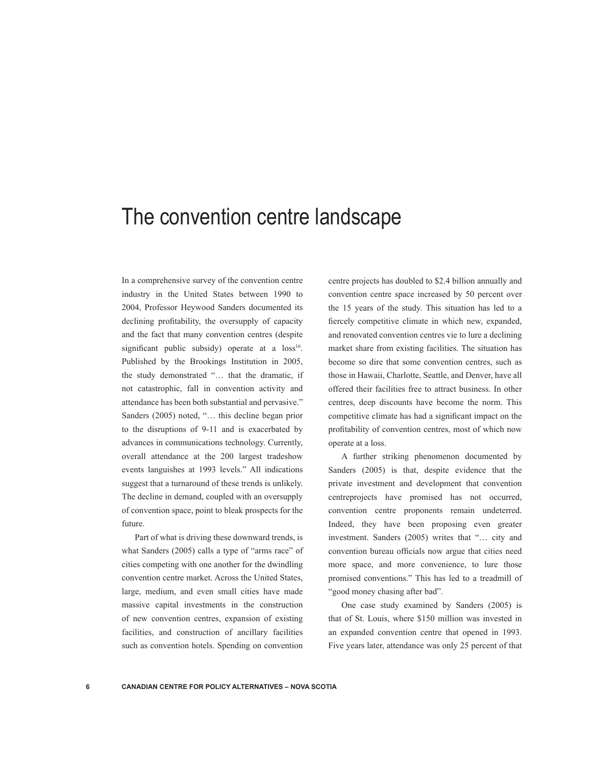# The convention centre landscape

In a comprehensive survey of the convention centre industry in the United States between 1990 to 2004, Professor Heywood Sanders documented its declining profitability, the oversupply of capacity and the fact that many convention centres (despite significant public subsidy) operate at a loss[16]. Published by the Brookings Institution in 2005, the study demonstrated "… that the dramatic, if not catastrophic, fall in convention activity and attendance has been both substantial and pervasive." Sanders (2005) noted, "… this decline began prior to the disruptions of 9-11 and is exacerbated by advances in communications technology. Currently, overall attendance at the 200 largest tradeshow events languishes at 1993 levels." All indications suggest that a turnaround of these trends is unlikely. The decline in demand, coupled with an oversupply of convention space, point to bleak prospects for the future.

Part of what is driving these downward trends, is what Sanders (2005) calls a type of "arms race" of cities competing with one another for the dwindling convention centre market. Across the United States, large, medium, and even small cities have made massive capital investments in the construction of new convention centres, expansion of existing facilities, and construction of ancillary facilities such as convention hotels. Spending on convention centre projects has doubled to $2.4 billion annually and convention centre space increased by 50 percent over the 15 years of the study. This situation has led to a fiercely competitive climate in which new, expanded, and renovated convention centres vie to lure a declining market share from existing facilities. The situation has become so dire that some convention centres, such as those in Hawaii, Charlotte, Seattle, and Denver, have all offered their facilities free to attract business. In other centres, deep discounts have become the norm. This competitive climate has had a significant impact on the profitability of convention centres, most of which now operate at a loss.

A further striking phenomenon documented by Sanders (2005) is that, despite evidence that the private investment and development that convention centreprojects have promised has not occurred, convention centre proponents remain undeterred. Indeed, they have been proposing even greater investment. Sanders (2005) writes that "… city and convention bureau officials now argue that cities need more space, and more convenience, to lure those promised conventions." This has led to a treadmill of "good money chasing after bad".

One case study examined by Sanders (2005) is that of St. Louis, where $150 million was invested in an expanded convention centre that opened in 1993. Five years later, attendance was only 25 percent of that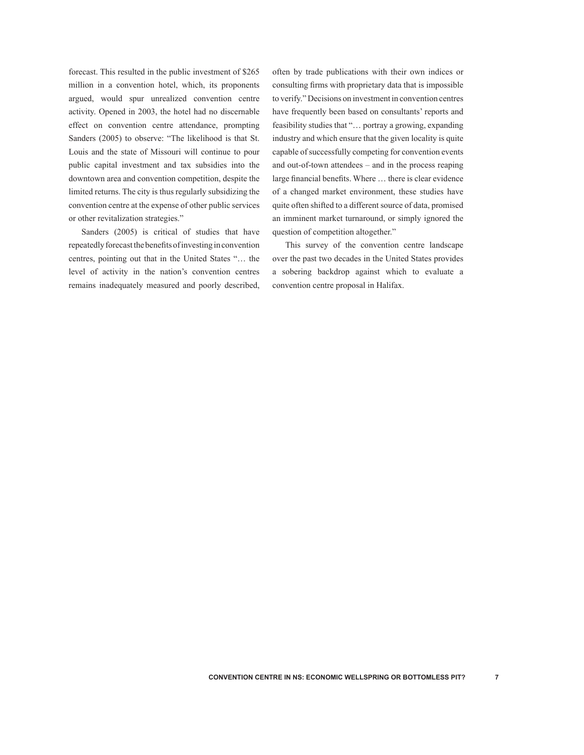forecast. This resulted in the public investment of $265 million in a convention hotel, which, its proponents argued, would spur unrealized convention centre activity. Opened in 2003, the hotel had no discernable effect on convention centre attendance, prompting Sanders (2005) to observe: "The likelihood is that St. Louis and the state of Missouri will continue to pour public capital investment and tax subsidies into the downtown area and convention competition, despite the limited returns. The city is thus regularly subsidizing the convention centre at the expense of other public services or other revitalization strategies."

Sanders (2005) is critical of studies that have repeatedly forecast the benefits of investing in convention centres, pointing out that in the United States "… the level of activity in the nation's convention centres remains inadequately measured and poorly described, often by trade publications with their own indices or consulting firms with proprietary data that is impossible to verify." Decisions on investment in convention centres have frequently been based on consultants' reports and feasibility studies that "… portray a growing, expanding industry and which ensure that the given locality is quite capable of successfully competing for convention events and out-of-town attendees – and in the process reaping large financial benefits. Where … there is clear evidence of a changed market environment, these studies have quite often shifted to a different source of data, promised an imminent market turnaround, or simply ignored the question of competition altogether."

This survey of the convention centre landscape over the past two decades in the United States provides a sobering backdrop against which to evaluate a convention centre proposal in Halifax.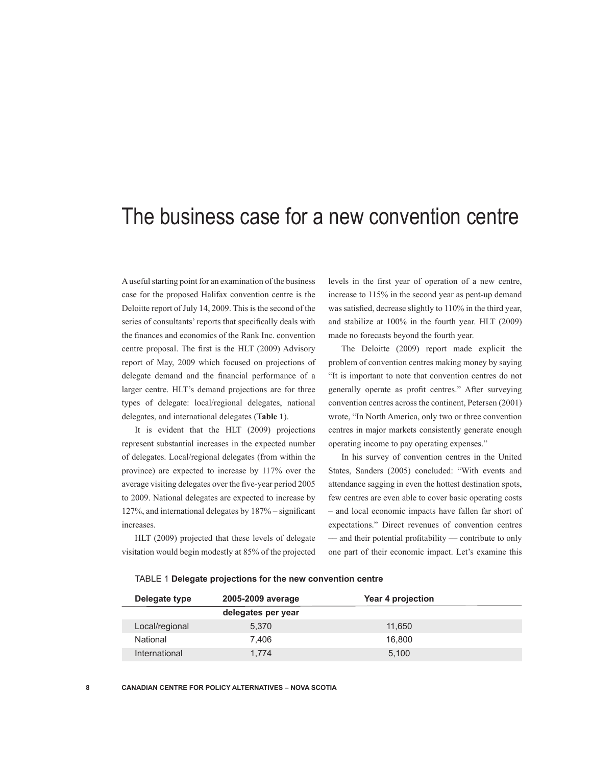# The business case for a new convention centre

A useful starting point for an examination of the business case for the proposed Halifax convention centre is the Deloitte report of July 14, 2009. This is the second of the series of consultants' reports that specifically deals with the finances and economics of the Rank Inc. convention centre proposal. The first is the HLT (2009) Advisory report of May, 2009 which focused on projections of delegate demand and the financial performance of a larger centre. HLT's demand projections are for three types of delegate: local/regional delegates, national delegates, and international delegates (**Table 1**).

It is evident that the HLT (2009) projections represent substantial increases in the expected number of delegates. Local/regional delegates (from within the province) are expected to increase by 117% over the average visiting delegates over the five-year period 2005 to 2009. National delegates are expected to increase by 127%, and international delegates by 187% – significant increases.

HLT (2009) projected that these levels of delegate visitation would begin modestly at 85% of the projected levels in the first year of operation of a new centre, increase to 115% in the second year as pent-up demand was satisfied, decrease slightly to 110% in the third year, and stabilize at 100% in the fourth year. HLT (2009) made no forecasts beyond the fourth year.

The Deloitte (2009) report made explicit the problem of convention centres making money by saying "It is important to note that convention centres do not generally operate as profit centres." After surveying convention centres across the continent, Petersen (2001) wrote, "In North America, only two or three convention centres in major markets consistently generate enough operating income to pay operating expenses."

In his survey of convention centres in the United States, Sanders (2005) concluded: "With events and attendance sagging in even the hottest destination spots, few centres are even able to cover basic operating costs – and local economic impacts have fallen far short of expectations." Direct revenues of convention centres — and their potential profitability — contribute to only one part of their economic impact. Let's examine this

TABLE 1 **Delegate projections for the new convention centre**

| Delegate type | 2005-2009 average delegates per year | Year 4 projection |
|---|---|---|
| Local/regional | 5,370 | 11,650 |
| National | 7,406 | 16,800 |
| International | 1,774 | 5,100 |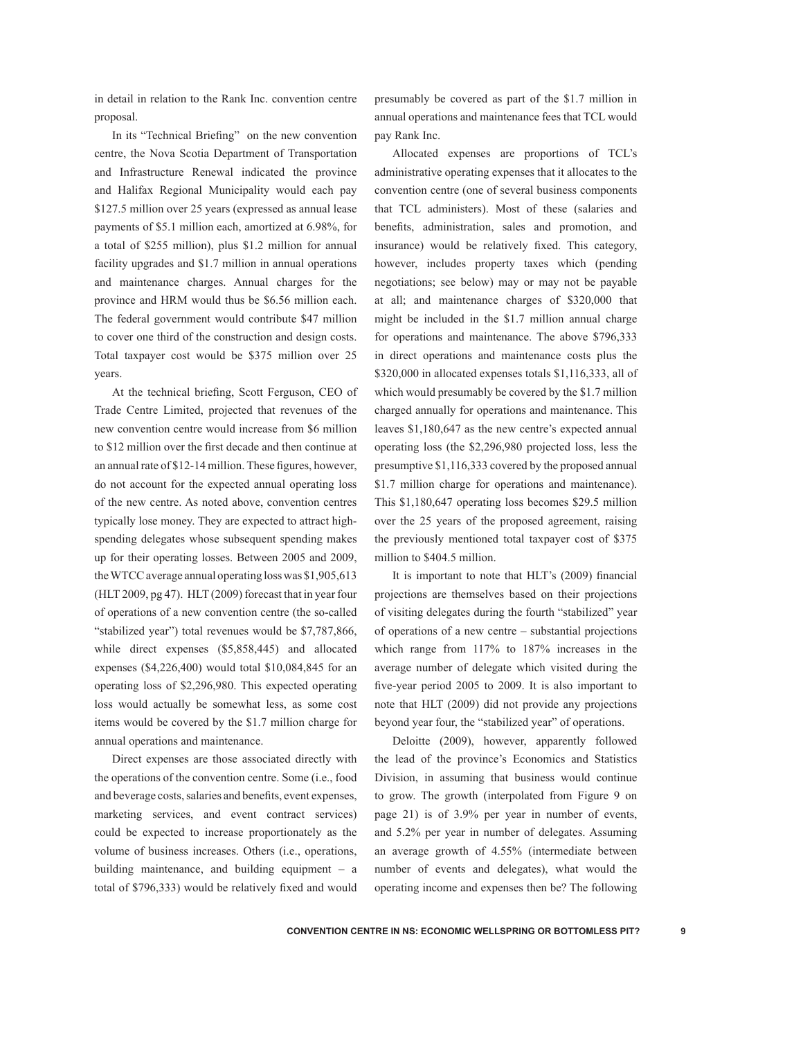in detail in relation to the Rank Inc. convention centre proposal.

In its "Technical Briefing" on the new convention centre, the Nova Scotia Department of Transportation and Infrastructure Renewal indicated the province and Halifax Regional Municipality would each pay $127.5 million over 25 years (expressed as annual lease payments of $5.1 million each, amortized at 6.98%, for a total of $255 million), plus $1.2 million for annual facility upgrades and $1.7 million in annual operations and maintenance charges. Annual charges for the province and HRM would thus be $6.56 million each. The federal government would contribute $47 million to cover one third of the construction and design costs. Total taxpayer cost would be $375 million over 25 years.

At the technical briefing, Scott Ferguson, CEO of Trade Centre Limited, projected that revenues of the new convention centre would increase from $6 million to $12 million over the first decade and then continue at an annual rate of $12-14 million. These figures, however, do not account for the expected annual operating loss of the new centre. As noted above, convention centres typically lose money. They are expected to attract high-spending delegates whose subsequent spending makes up for their operating losses. Between 2005 and 2009, the WTCC average annual operating loss was $1,905,613 (HLT 2009, pg 47). HLT (2009) forecast that in year four of operations of a new convention centre (the so-called "stabilized year") total revenues would be $7,787,866, while direct expenses ($5,858,445) and allocated expenses ($4,226,400) would total $10,084,845 for an operating loss of $2,296,980. This expected operating loss would actually be somewhat less, as some cost items would be covered by the $1.7 million charge for annual operations and maintenance.

Direct expenses are those associated directly with the operations of the convention centre. Some (i.e., food and beverage costs, salaries and benefits, event expenses, marketing services, and event contract services) could be expected to increase proportionately as the volume of business increases. Others (i.e., operations, building maintenance, and building equipment – a total of $796,333) would be relatively fixed and would presumably be covered as part of the $1.7 million in annual operations and maintenance fees that TCL would pay Rank Inc.

Allocated expenses are proportions of TCL's administrative operating expenses that it allocates to the convention centre (one of several business components that TCL administers). Most of these (salaries and benefits, administration, sales and promotion, and insurance) would be relatively fixed. This category, however, includes property taxes which (pending negotiations; see below) may or may not be payable at all; and maintenance charges of $320,000 that might be included in the $1.7 million annual charge for operations and maintenance. The above $796,333 in direct operations and maintenance costs plus the $320,000 in allocated expenses totals $1,116,333, all of which would presumably be covered by the $1.7 million charged annually for operations and maintenance. This leaves $1,180,647 as the new centre's expected annual operating loss (the $2,296,980 projected loss, less the presumptive $1,116,333 covered by the proposed annual $1.7 million charge for operations and maintenance). This $1,180,647 operating loss becomes $29.5 million over the 25 years of the proposed agreement, raising the previously mentioned total taxpayer cost of $375 million to $404.5 million.

It is important to note that HLT's (2009) financial projections are themselves based on their projections of visiting delegates during the fourth "stabilized" year of operations of a new centre – substantial projections which range from 117% to 187% increases in the average number of delegate which visited during the five-year period 2005 to 2009. It is also important to note that HLT (2009) did not provide any projections beyond year four, the "stabilized year" of operations.

Deloitte (2009), however, apparently followed the lead of the province's Economics and Statistics Division, in assuming that business would continue to grow. The growth (interpolated from Figure 9 on page 21) is of 3.9% per year in number of events, and 5.2% per year in number of delegates. Assuming an average growth of 4.55% (intermediate between number of events and delegates), what would the operating income and expenses then be? The following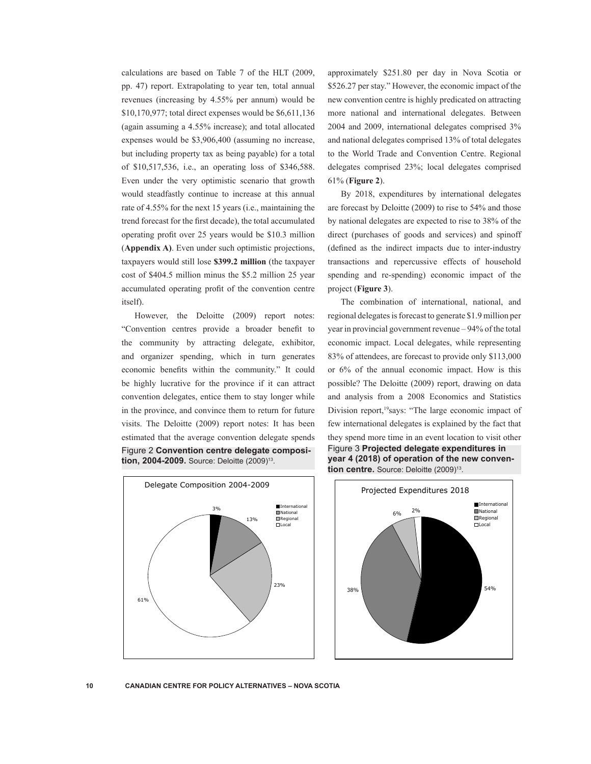calculations are based on Table 7 of the HLT (2009, pp. 47) report. Extrapolating to year ten, total annual revenues (increasing by 4.55% per annum) would be $10,170,977; total direct expenses would be $6,611,136 (again assuming a 4.55% increase); and total allocated expenses would be $3,906,400 (assuming no increase, but including property tax as being payable) for a total of $10,517,536, i.e., an operating loss of $346,588. Even under the very optimistic scenario that growth would steadfastly continue to increase at this annual rate of 4.55% for the next 15 years (i.e., maintaining the trend forecast for the first decade), the total accumulated operating profit over 25 years would be $10.3 million (**Appendix A**). Even under such optimistic projections, taxpayers would still lose **$399.2 million** (the taxpayer cost of $404.5 million minus the $5.2 million 25 year accumulated operating profit of the convention centre itself).

However, the Deloitte (2009) report notes: "Convention centres provide a broader benefit to the community by attracting delegate, exhibitor, and organizer spending, which in turn generates economic benefits within the community." It could be highly lucrative for the province if it can attract convention delegates, entice them to stay longer while in the province, and convince them to return for future visits. The Deloitte (2009) report notes: It has been estimated that the average convention delegate spends approximately $251.80 per day in Nova Scotia or $526.27 per stay." However, the economic impact of the new convention centre is highly predicated on attracting more national and international delegates. Between 2004 and 2009, international delegates comprised 3% and national delegates comprised 13% of total delegates to the World Trade and Convention Centre. Regional delegates comprised 23%; local delegates comprised 61% (**Figure 2**).

By 2018, expenditures by international delegates are forecast by Deloitte (2009) to rise to 54% and those by national delegates are expected to rise to 38% of the direct (purchases of goods and services) and spinoff (defined as the indirect impacts due to inter-industry transactions and repercussive effects of household spending and re-spending) economic impact of the project (**Figure 3**).

The combination of international, national, and regional delegates is forecast to generate $1.9 million per year in provincial government revenue – 94% of the total economic impact. Local delegates, while representing 83% of attendees, are forecast to provide only $113,000 or 6% of the annual economic impact. How is this possible? The Deloitte (2009) report, drawing on data and analysis from a 2008 Economics and Statistics Division report,[19] says: "The large economic impact of few international delegates is explained by the fact that they spend more time in an event location to visit other

Figure 2 **Convention centre delegate composition, 2004-2009.** Source: Deloitte (2009)[13].

Delegate Composition 2004-2009

| Delegate type | Share |
|---|---|
| International | 3% |
| National | 13% |
| Regional | 23% |
| Local | 61% |

Figure 3 **Projected delegate expenditures in year 4 (2018) of operation of the new convention centre.** Source: Deloitte (2009)[13].

Projected Expenditures 2018

| Delegate type | Share |
|---|---|
| International | 54% |
| National | 38% |
| Regional | 6% |
| Local | 2% |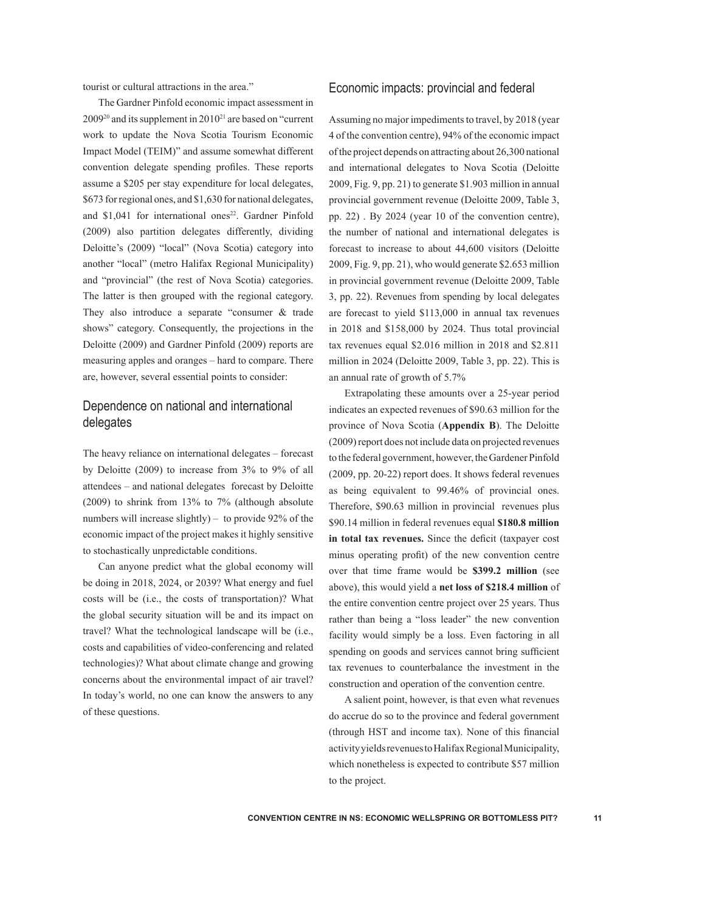tourist or cultural attractions in the area."

The Gardner Pinfold economic impact assessment in 2009[20] and its supplement in 2010[21] are based on "current work to update the Nova Scotia Tourism Economic Impact Model (TEIM)" and assume somewhat different convention delegate spending profiles. These reports assume a $205 per stay expenditure for local delegates, $673 for regional ones, and $1,630 for national delegates, and $1,041 for international ones[22]. Gardner Pinfold (2009) also partition delegates differently, dividing Deloitte's (2009) "local" (Nova Scotia) category into another "local" (metro Halifax Regional Municipality) and "provincial" (the rest of Nova Scotia) categories. The latter is then grouped with the regional category. They also introduce a separate "consumer & trade shows" category. Consequently, the projections in the Deloitte (2009) and Gardner Pinfold (2009) reports are measuring apples and oranges – hard to compare. There are, however, several essential points to consider:

## Dependence on national and international delegates

The heavy reliance on international delegates – forecast by Deloitte (2009) to increase from 3% to 9% of all attendees – and national delegates forecast by Deloitte (2009) to shrink from 13% to 7% (although absolute numbers will increase slightly) – to provide 92% of the economic impact of the project makes it highly sensitive to stochastically unpredictable conditions.

Can anyone predict what the global economy will be doing in 2018, 2024, or 2039? What energy and fuel costs will be (i.e., the costs of transportation)? What the global security situation will be and its impact on travel? What the technological landscape will be (i.e., costs and capabilities of video-conferencing and related technologies)? What about climate change and growing concerns about the environmental impact of air travel? In today's world, no one can know the answers to any of these questions.

## Economic impacts: provincial and federal

Assuming no major impediments to travel, by 2018 (year 4 of the convention centre), 94% of the economic impact of the project depends on attracting about 26,300 national and international delegates to Nova Scotia (Deloitte 2009, Fig. 9, pp. 21) to generate $1.903 million in annual provincial government revenue (Deloitte 2009, Table 3, pp. 22) . By 2024 (year 10 of the convention centre), the number of national and international delegates is forecast to increase to about 44,600 visitors (Deloitte 2009, Fig. 9, pp. 21), who would generate $2.653 million in provincial government revenue (Deloitte 2009, Table 3, pp. 22). Revenues from spending by local delegates are forecast to yield $113,000 in annual tax revenues in 2018 and $158,000 by 2024. Thus total provincial tax revenues equal $2.016 million in 2018 and $2.811 million in 2024 (Deloitte 2009, Table 3, pp. 22). This is an annual rate of growth of 5.7%

Extrapolating these amounts over a 25-year period indicates an expected revenues of $90.63 million for the province of Nova Scotia (**Appendix B**). The Deloitte (2009) report does not include data on projected revenues to the federal government, however, the Gardener Pinfold (2009, pp. 20-22) report does. It shows federal revenues as being equivalent to 99.46% of provincial ones. Therefore, $90.63 million in provincial revenues plus $90.14 million in federal revenues equal **$180.8 million in total tax revenues.** Since the deficit (taxpayer cost minus operating profit) of the new convention centre over that time frame would be **$399.2 million** (see above), this would yield a **net loss of $218.4 million** of the entire convention centre project over 25 years. Thus rather than being a "loss leader" the new convention facility would simply be a loss. Even factoring in all spending on goods and services cannot bring sufficient tax revenues to counterbalance the investment in the construction and operation of the convention centre.

A salient point, however, is that even what revenues do accrue do so to the province and federal government (through HST and income tax). None of this financial activity yields revenues to Halifax Regional Municipality, which nonetheless is expected to contribute $57 million to the project.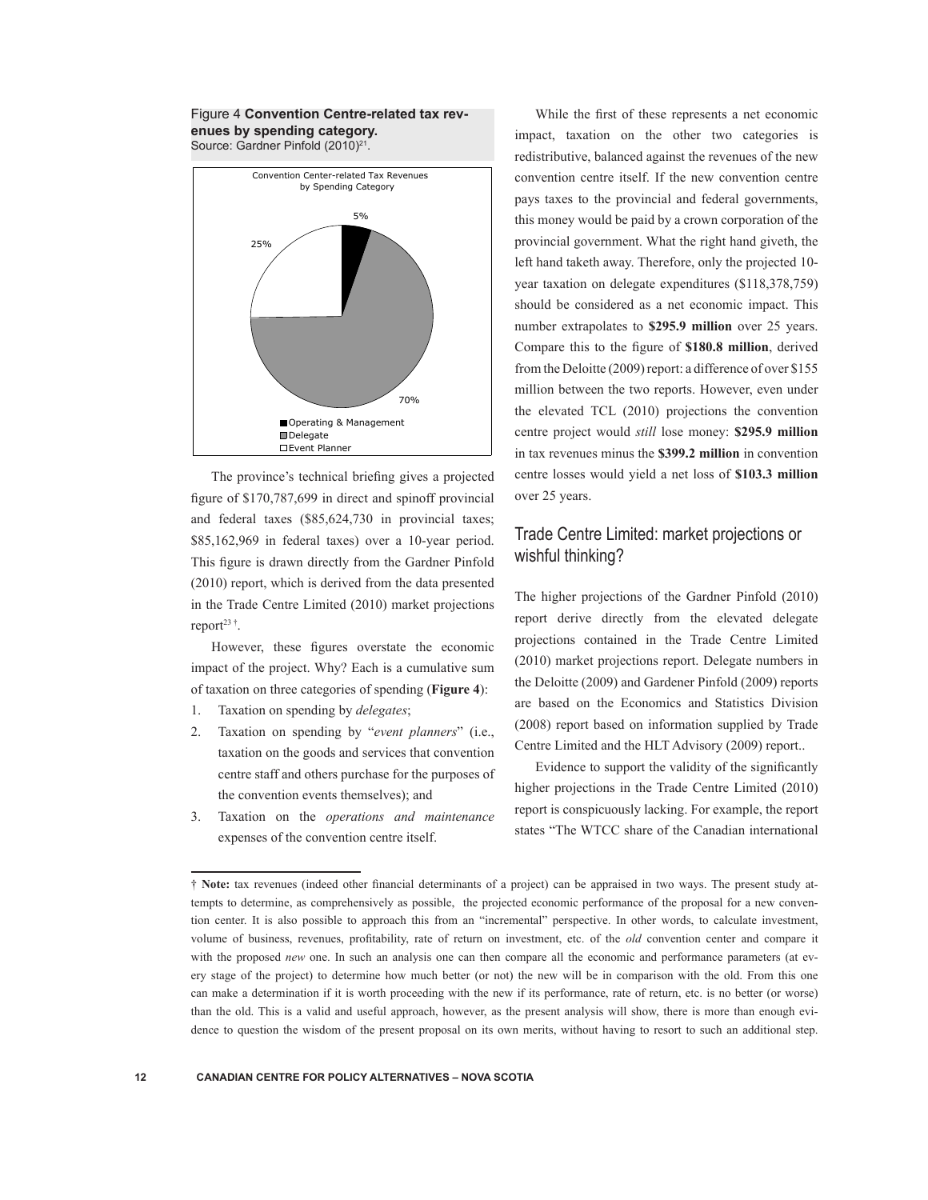Figure 4 **Convention Centre-related tax revenues by spending category.**
Source: Gardner Pinfold (2010)[21].

The province's technical briefing gives a projected figure of $170,787,699 in direct and spinoff provincial and federal taxes ($85,624,730 in provincial taxes; $85,162,969 in federal taxes) over a 10-year period. This figure is drawn directly from the Gardner Pinfold (2010) report, which is derived from the data presented in the Trade Centre Limited (2010) market projections report[23 †].

However, these figures overstate the economic impact of the project. Why? Each is a cumulative sum of taxation on three categories of spending (**Figure 4**):

1. Taxation on spending by *delegates*;
2. Taxation on spending by "*event planners*" (i.e., taxation on the goods and services that convention centre staff and others purchase for the purposes of the convention events themselves); and
3. Taxation on the *operations and maintenance* expenses of the convention centre itself.

While the first of these represents a net economic impact, taxation on the other two categories is redistributive, balanced against the revenues of the new convention centre itself. If the new convention centre pays taxes to the provincial and federal governments, this money would be paid by a crown corporation of the provincial government. What the right hand giveth, the left hand taketh away. Therefore, only the projected 10-year taxation on delegate expenditures ($118,378,759) should be considered as a net economic impact. This number extrapolates to **$295.9 million** over 25 years. Compare this to the figure of **$180.8 million**, derived from the Deloitte (2009) report: a difference of over $155 million between the two reports. However, even under the elevated TCL (2010) projections the convention centre project would *still* lose money: **$295.9 million** in tax revenues minus the **$399.2 million** in convention centre losses would yield a net loss of **$103.3 million** over 25 years.

## Trade Centre Limited: market projections or wishful thinking?

The higher projections of the Gardner Pinfold (2010) report derive directly from the elevated delegate projections contained in the Trade Centre Limited (2010) market projections report. Delegate numbers in the Deloitte (2009) and Gardener Pinfold (2009) reports are based on the Economics and Statistics Division (2008) report based on information supplied by Trade Centre Limited and the HLT Advisory (2009) report..

Evidence to support the validity of the significantly higher projections in the Trade Centre Limited (2010) report is conspicuously lacking. For example, the report states "The WTCC share of the Canadian international

† **Note:** tax revenues (indeed other financial determinants of a project) can be appraised in two ways. The present study attempts to determine, as comprehensively as possible, the projected economic performance of the proposal for a new convention center. It is also possible to approach this from an "incremental" perspective. In other words, to calculate investment, volume of business, revenues, profitability, rate of return on investment, etc. of the *old* convention center and compare it with the proposed *new* one. In such an analysis one can then compare all the economic and performance parameters (at every stage of the project) to determine how much better (or not) the new will be in comparison with the old. From this one can make a determination if it is worth proceeding with the new if its performance, rate of return, etc. is no better (or worse) than the old. This is a valid and useful approach, however, as the present analysis will show, there is more than enough evidence to question the wisdom of the present proposal on its own merits, without having to resort to such an additional step.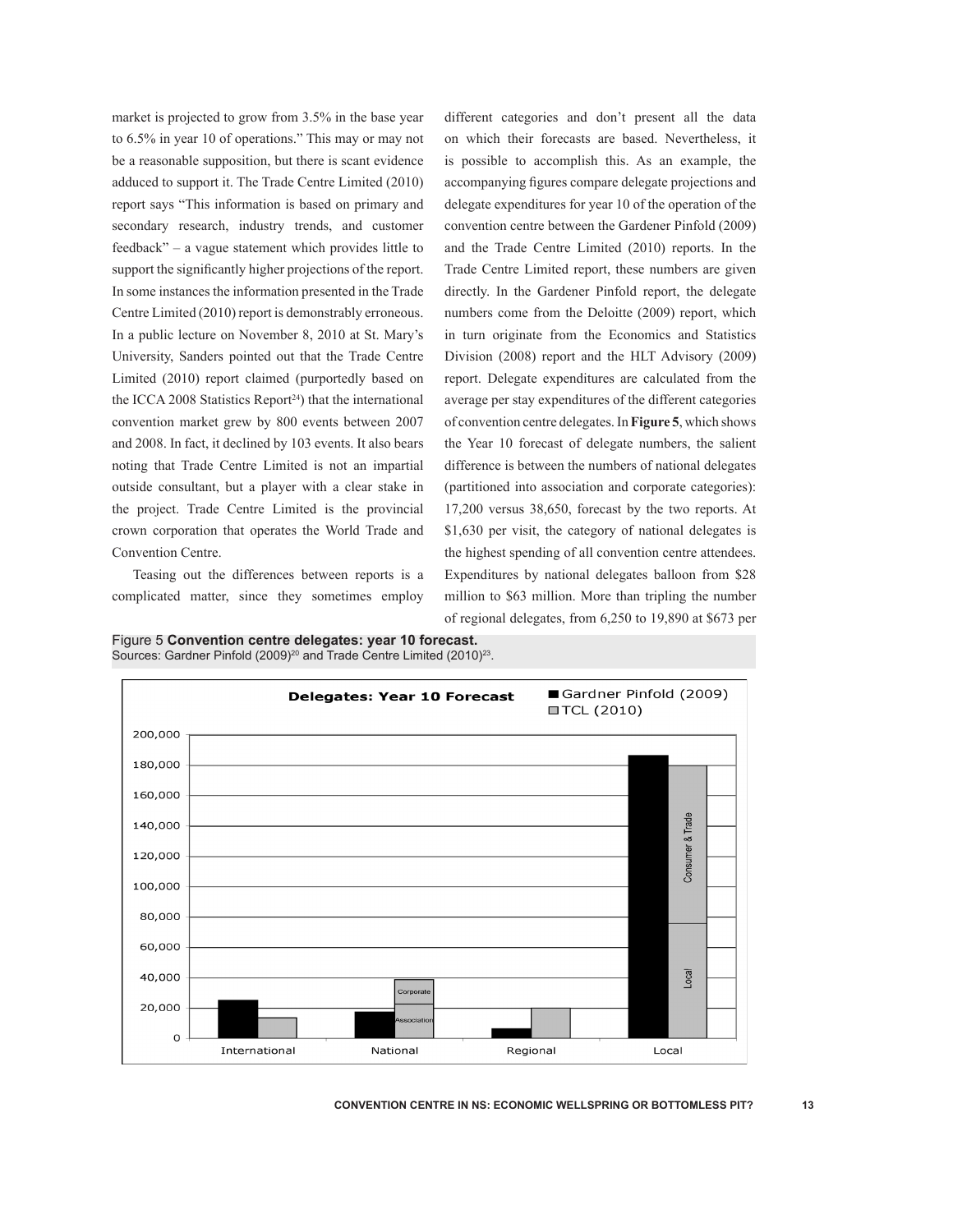market is projected to grow from 3.5% in the base year to 6.5% in year 10 of operations." This may or may not be a reasonable supposition, but there is scant evidence adduced to support it. The Trade Centre Limited (2010) report says "This information is based on primary and secondary research, industry trends, and customer feedback" – a vague statement which provides little to support the significantly higher projections of the report. In some instances the information presented in the Trade Centre Limited (2010) report is demonstrably erroneous. In a public lecture on November 8, 2010 at St. Mary's University, Sanders pointed out that the Trade Centre Limited (2010) report claimed (purportedly based on the ICCA 2008 Statistics Report[24]) that the international convention market grew by 800 events between 2007 and 2008. In fact, it declined by 103 events. It also bears noting that Trade Centre Limited is not an impartial outside consultant, but a player with a clear stake in the project. Trade Centre Limited is the provincial crown corporation that operates the World Trade and Convention Centre.

Teasing out the differences between reports is a complicated matter, since they sometimes employ different categories and don't present all the data on which their forecasts are based. Nevertheless, it is possible to accomplish this. As an example, the accompanying figures compare delegate projections and delegate expenditures for year 10 of the operation of the convention centre between the Gardener Pinfold (2009) and the Trade Centre Limited (2010) reports. In the Trade Centre Limited report, these numbers are given directly. In the Gardener Pinfold report, the delegate numbers come from the Deloitte (2009) report, which in turn originate from the Economics and Statistics Division (2008) report and the HLT Advisory (2009) report. Delegate expenditures are calculated from the average per stay expenditures of the different categories of convention centre delegates. In **Figure 5**, which shows the Year 10 forecast of delegate numbers, the salient difference is between the numbers of national delegates (partitioned into association and corporate categories): 17,200 versus 38,650, forecast by the two reports. At $1,630 per visit, the category of national delegates is the highest spending of all convention centre attendees. Expenditures by national delegates balloon from $28 million to $63 million. More than tripling the number of regional delegates, from 6,250 to 19,890 at $673 per

Figure 5 **Convention centre delegates: year 10 forecast.**
Sources: Gardner Pinfold (2009)[20] and Trade Centre Limited (2010)[23].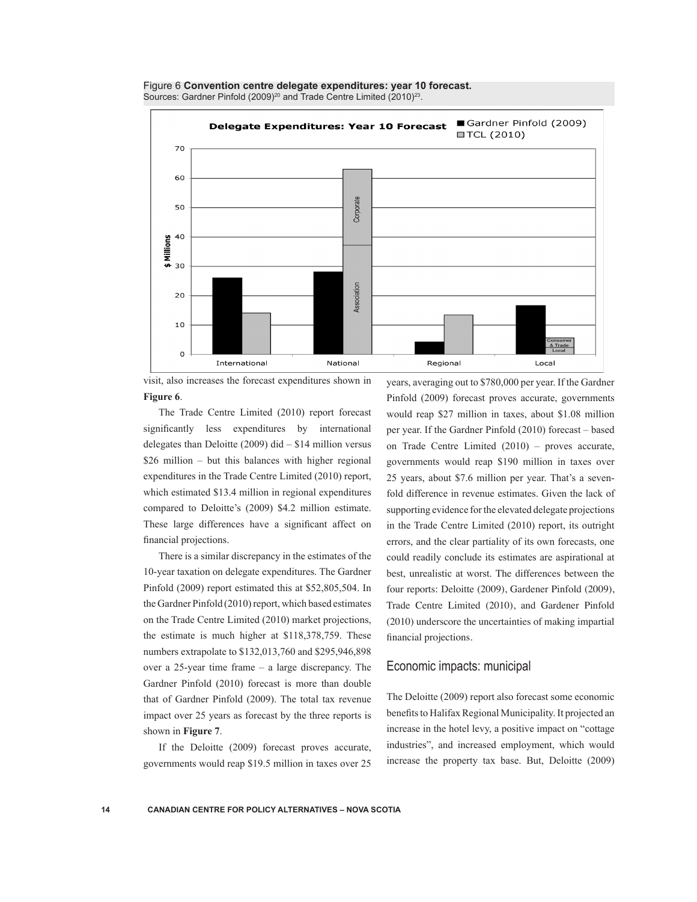Figure 6 **Convention centre delegate expenditures: year 10 forecast.**
Sources: Gardner Pinfold (2009)[20] and Trade Centre Limited (2010)[23].

visit, also increases the forecast expenditures shown in **Figure 6**.

The Trade Centre Limited (2010) report forecast significantly less expenditures by international delegates than Deloitte (2009) did – \$14 million versus \$26 million – but this balances with higher regional expenditures in the Trade Centre Limited (2010) report, which estimated \$13.4 million in regional expenditures compared to Deloitte's (2009) \$4.2 million estimate. These large differences have a significant affect on financial projections.

There is a similar discrepancy in the estimates of the 10-year taxation on delegate expenditures. The Gardner Pinfold (2009) report estimated this at \$52,805,504. In the Gardner Pinfold (2010) report, which based estimates on the Trade Centre Limited (2010) market projections, the estimate is much higher at \$118,378,759. These numbers extrapolate to \$132,013,760 and \$295,946,898 over a 25-year time frame – a large discrepancy. The Gardner Pinfold (2010) forecast is more than double that of Gardner Pinfold (2009). The total tax revenue impact over 25 years as forecast by the three reports is shown in **Figure 7**.

If the Deloitte (2009) forecast proves accurate, governments would reap \$19.5 million in taxes over 25 years, averaging out to \$780,000 per year. If the Gardner Pinfold (2009) forecast proves accurate, governments would reap \$27 million in taxes, about \$1.08 million per year. If the Gardner Pinfold (2010) forecast – based on Trade Centre Limited (2010) – proves accurate, governments would reap \$190 million in taxes over 25 years, about \$7.6 million per year. That's a seven-fold difference in revenue estimates. Given the lack of supporting evidence for the elevated delegate projections in the Trade Centre Limited (2010) report, its outright errors, and the clear partiality of its own forecasts, one could readily conclude its estimates are aspirational at best, unrealistic at worst. The differences between the four reports: Deloitte (2009), Gardener Pinfold (2009), Trade Centre Limited (2010), and Gardener Pinfold (2010) underscore the uncertainties of making impartial financial projections.

## Economic impacts: municipal

The Deloitte (2009) report also forecast some economic benefits to Halifax Regional Municipality. It projected an increase in the hotel levy, a positive impact on "cottage industries", and increased employment, which would increase the property tax base. But, Deloitte (2009)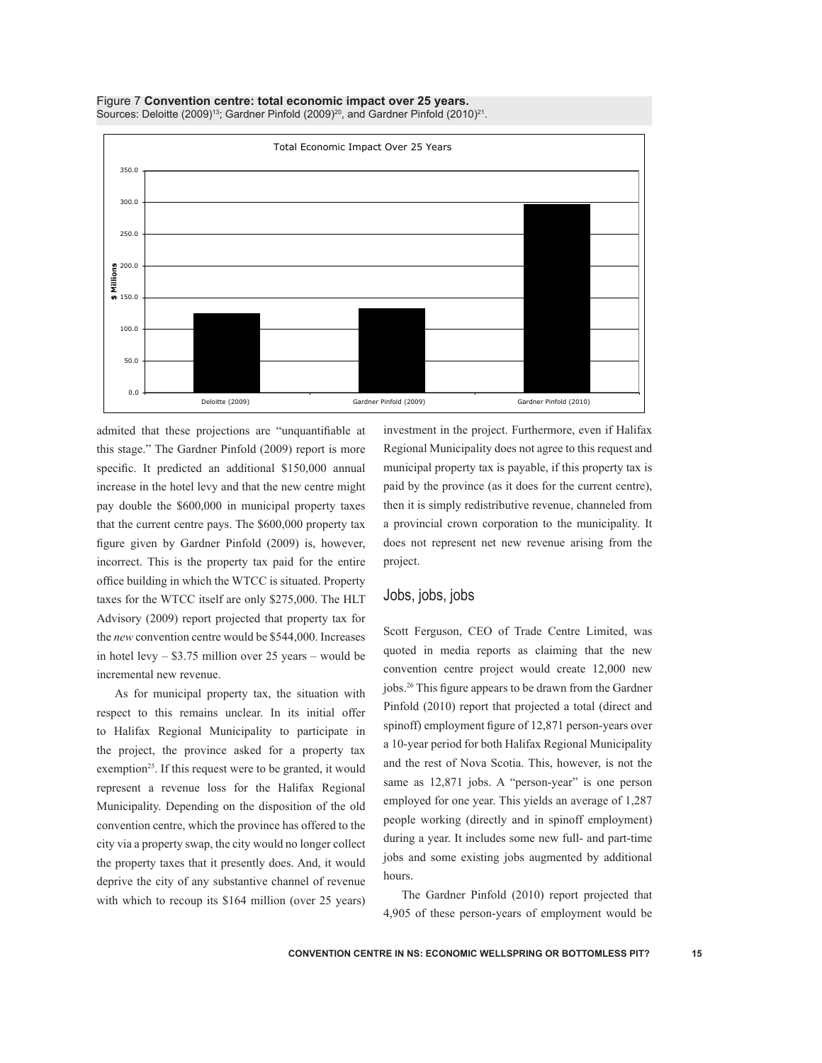Figure 7 **Convention centre: total economic impact over 25 years.**
Sources: Deloitte (2009)[13]; Gardner Pinfold (2009)[20], and Gardner Pinfold (2010)[21].

admited that these projections are "unquantifiable at this stage." The Gardner Pinfold (2009) report is more specific. It predicted an additional $150,000 annual increase in the hotel levy and that the new centre might pay double the $600,000 in municipal property taxes that the current centre pays. The $600,000 property tax figure given by Gardner Pinfold (2009) is, however, incorrect. This is the property tax paid for the entire office building in which the WTCC is situated. Property taxes for the WTCC itself are only $275,000. The HLT Advisory (2009) report projected that property tax for the *new* convention centre would be $544,000. Increases in hotel levy – $3.75 million over 25 years – would be incremental new revenue.

As for municipal property tax, the situation with respect to this remains unclear. In its initial offer to Halifax Regional Municipality to participate in the project, the province asked for a property tax exemption[25]. If this request were to be granted, it would represent a revenue loss for the Halifax Regional Municipality. Depending on the disposition of the old convention centre, which the province has offered to the city via a property swap, the city would no longer collect the property taxes that it presently does. And, it would deprive the city of any substantive channel of revenue with which to recoup its $164 million (over 25 years) investment in the project. Furthermore, even if Halifax Regional Municipality does not agree to this request and municipal property tax is payable, if this property tax is paid by the province (as it does for the current centre), then it is simply redistributive revenue, channeled from a provincial crown corporation to the municipality. It does not represent net new revenue arising from the project.

## Jobs, jobs, jobs

Scott Ferguson, CEO of Trade Centre Limited, was quoted in media reports as claiming that the new convention centre project would create 12,000 new jobs.[26] This figure appears to be drawn from the Gardner Pinfold (2010) report that projected a total (direct and spinoff) employment figure of 12,871 person-years over a 10-year period for both Halifax Regional Municipality and the rest of Nova Scotia. This, however, is not the same as 12,871 jobs. A "person-year" is one person employed for one year. This yields an average of 1,287 people working (directly and in spinoff employment) during a year. It includes some new full- and part-time jobs and some existing jobs augmented by additional hours.

The Gardner Pinfold (2010) report projected that 4,905 of these person-years of employment would be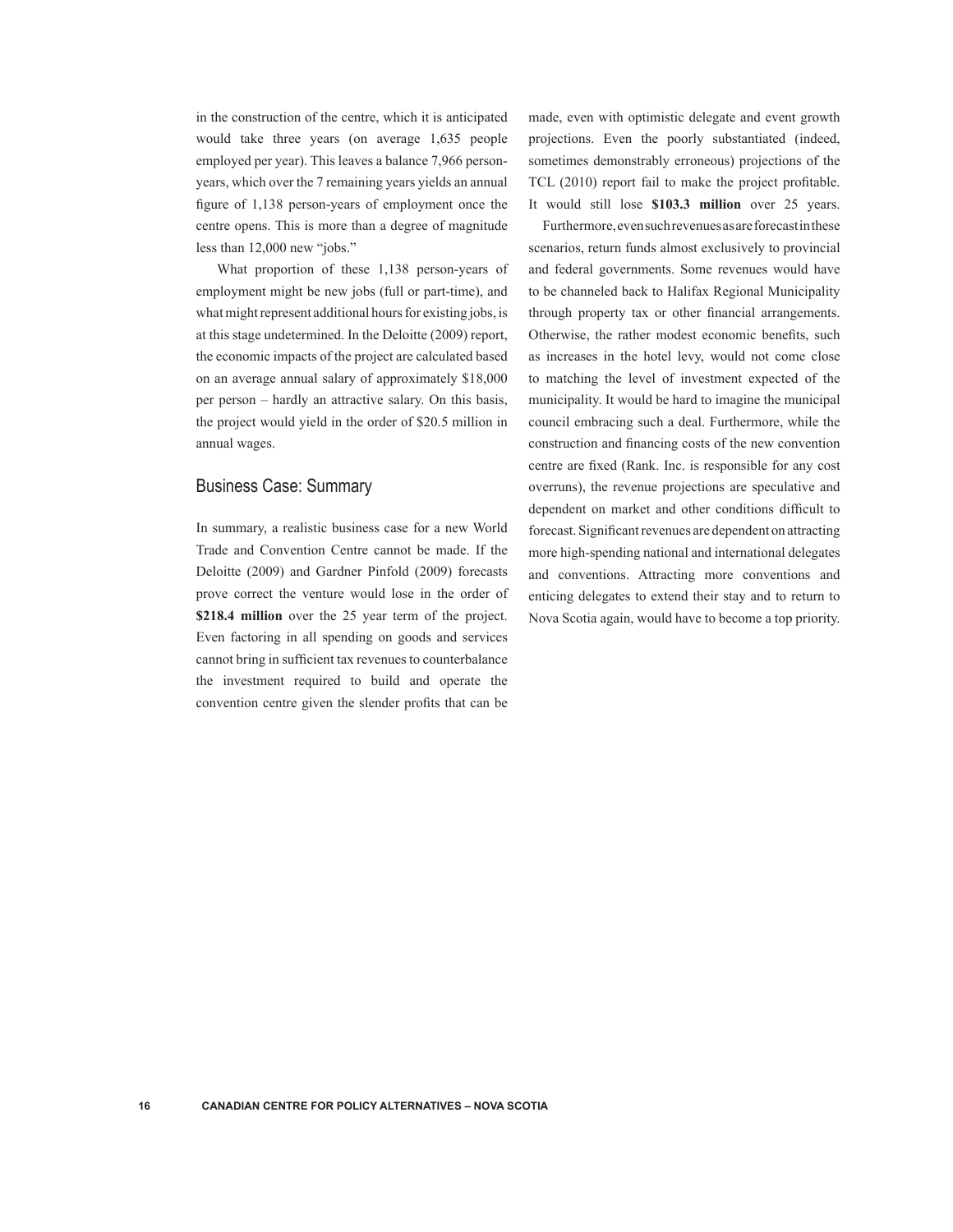in the construction of the centre, which it is anticipated would take three years (on average 1,635 people employed per year). This leaves a balance 7,966 person-years, which over the 7 remaining years yields an annual figure of 1,138 person-years of employment once the centre opens. This is more than a degree of magnitude less than 12,000 new "jobs."

What proportion of these 1,138 person-years of employment might be new jobs (full or part-time), and what might represent additional hours for existing jobs, is at this stage undetermined. In the Deloitte (2009) report, the economic impacts of the project are calculated based on an average annual salary of approximately $18,000 per person – hardly an attractive salary. On this basis, the project would yield in the order of $20.5 million in annual wages.

## Business Case: Summary

In summary, a realistic business case for a new World Trade and Convention Centre cannot be made. If the Deloitte (2009) and Gardner Pinfold (2009) forecasts prove correct the venture would lose in the order of **$218.4 million** over the 25 year term of the project. Even factoring in all spending on goods and services cannot bring in sufficient tax revenues to counterbalance the investment required to build and operate the convention centre given the slender profits that can be made, even with optimistic delegate and event growth projections. Even the poorly substantiated (indeed, sometimes demonstrably erroneous) projections of the TCL (2010) report fail to make the project profitable. It would still lose **$103.3 million** over 25 years.

Furthermore, even such revenues as are forecast in these scenarios, return funds almost exclusively to provincial and federal governments. Some revenues would have to be channeled back to Halifax Regional Municipality through property tax or other financial arrangements. Otherwise, the rather modest economic benefits, such as increases in the hotel levy, would not come close to matching the level of investment expected of the municipality. It would be hard to imagine the municipal council embracing such a deal. Furthermore, while the construction and financing costs of the new convention centre are fixed (Rank. Inc. is responsible for any cost overruns), the revenue projections are speculative and dependent on market and other conditions difficult to forecast. Significant revenues are dependent on attracting more high-spending national and international delegates and conventions. Attracting more conventions and enticing delegates to extend their stay and to return to Nova Scotia again, would have to become a top priority.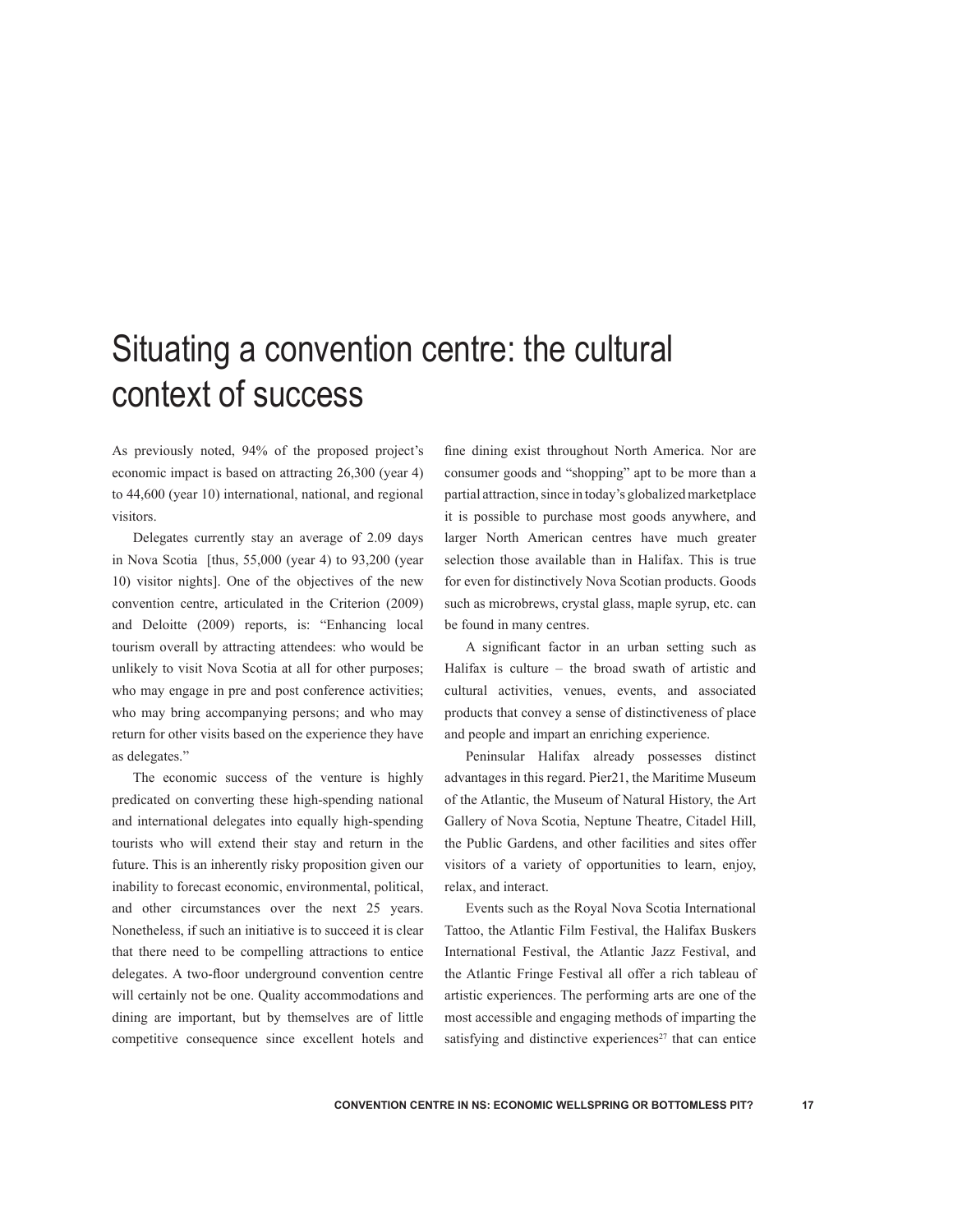# Situating a convention centre: the cultural context of success

As previously noted, 94% of the proposed project's economic impact is based on attracting 26,300 (year 4) to 44,600 (year 10) international, national, and regional visitors.

Delegates currently stay an average of 2.09 days in Nova Scotia [thus, 55,000 (year 4) to 93,200 (year 10) visitor nights]. One of the objectives of the new convention centre, articulated in the Criterion (2009) and Deloitte (2009) reports, is: "Enhancing local tourism overall by attracting attendees: who would be unlikely to visit Nova Scotia at all for other purposes; who may engage in pre and post conference activities; who may bring accompanying persons; and who may return for other visits based on the experience they have as delegates."

The economic success of the venture is highly predicated on converting these high-spending national and international delegates into equally high-spending tourists who will extend their stay and return in the future. This is an inherently risky proposition given our inability to forecast economic, environmental, political, and other circumstances over the next 25 years. Nonetheless, if such an initiative is to succeed it is clear that there need to be compelling attractions to entice delegates. A two-floor underground convention centre will certainly not be one. Quality accommodations and dining are important, but by themselves are of little competitive consequence since excellent hotels and fine dining exist throughout North America. Nor are consumer goods and "shopping" apt to be more than a partial attraction, since in today's globalized marketplace it is possible to purchase most goods anywhere, and larger North American centres have much greater selection those available than in Halifax. This is true for even for distinctively Nova Scotian products. Goods such as microbrews, crystal glass, maple syrup, etc. can be found in many centres.

A significant factor in an urban setting such as Halifax is culture – the broad swath of artistic and cultural activities, venues, events, and associated products that convey a sense of distinctiveness of place and people and impart an enriching experience.

Peninsular Halifax already possesses distinct advantages in this regard. Pier21, the Maritime Museum of the Atlantic, the Museum of Natural History, the Art Gallery of Nova Scotia, Neptune Theatre, Citadel Hill, the Public Gardens, and other facilities and sites offer visitors of a variety of opportunities to learn, enjoy, relax, and interact.

Events such as the Royal Nova Scotia International Tattoo, the Atlantic Film Festival, the Halifax Buskers International Festival, the Atlantic Jazz Festival, and the Atlantic Fringe Festival all offer a rich tableau of artistic experiences. The performing arts are one of the most accessible and engaging methods of imparting the satisfying and distinctive experiences[27] that can entice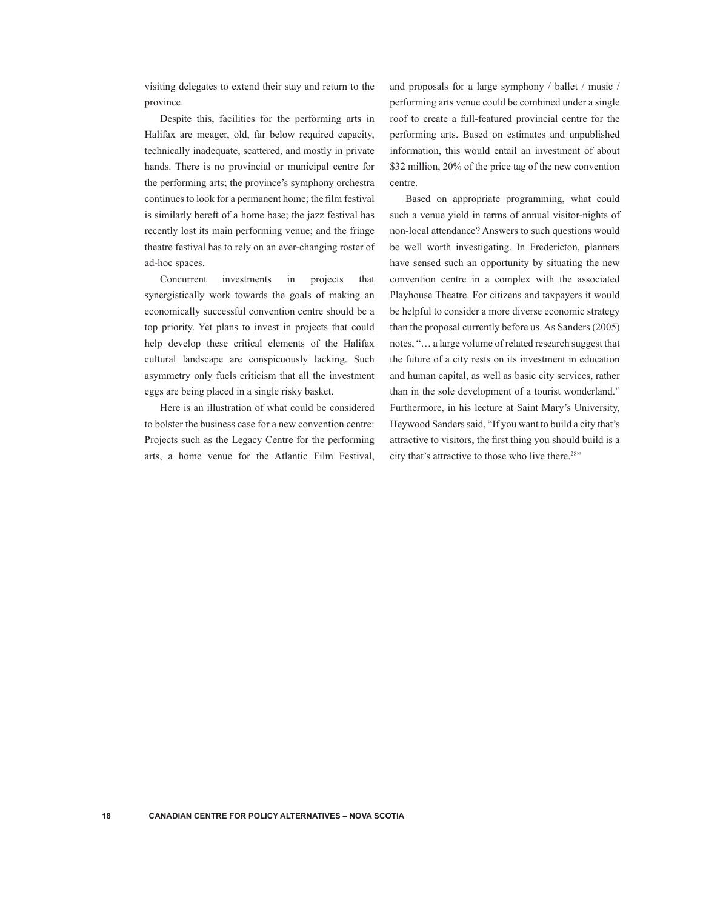visiting delegates to extend their stay and return to the province.

Despite this, facilities for the performing arts in Halifax are meager, old, far below required capacity, technically inadequate, scattered, and mostly in private hands. There is no provincial or municipal centre for the performing arts; the province's symphony orchestra continues to look for a permanent home; the film festival is similarly bereft of a home base; the jazz festival has recently lost its main performing venue; and the fringe theatre festival has to rely on an ever-changing roster of ad-hoc spaces.

Concurrent investments in projects that synergistically work towards the goals of making an economically successful convention centre should be a top priority. Yet plans to invest in projects that could help develop these critical elements of the Halifax cultural landscape are conspicuously lacking. Such asymmetry only fuels criticism that all the investment eggs are being placed in a single risky basket.

Here is an illustration of what could be considered to bolster the business case for a new convention centre: Projects such as the Legacy Centre for the performing arts, a home venue for the Atlantic Film Festival, and proposals for a large symphony / ballet / music / performing arts venue could be combined under a single roof to create a full-featured provincial centre for the performing arts. Based on estimates and unpublished information, this would entail an investment of about $32 million, 20% of the price tag of the new convention centre.

Based on appropriate programming, what could such a venue yield in terms of annual visitor-nights of non-local attendance? Answers to such questions would be well worth investigating. In Fredericton, planners have sensed such an opportunity by situating the new convention centre in a complex with the associated Playhouse Theatre. For citizens and taxpayers it would be helpful to consider a more diverse economic strategy than the proposal currently before us. As Sanders (2005) notes, "… a large volume of related research suggest that the future of a city rests on its investment in education and human capital, as well as basic city services, rather than in the sole development of a tourist wonderland." Furthermore, in his lecture at Saint Mary's University, Heywood Sanders said, "If you want to build a city that's attractive to visitors, the first thing you should build is a city that's attractive to those who live there.[28]"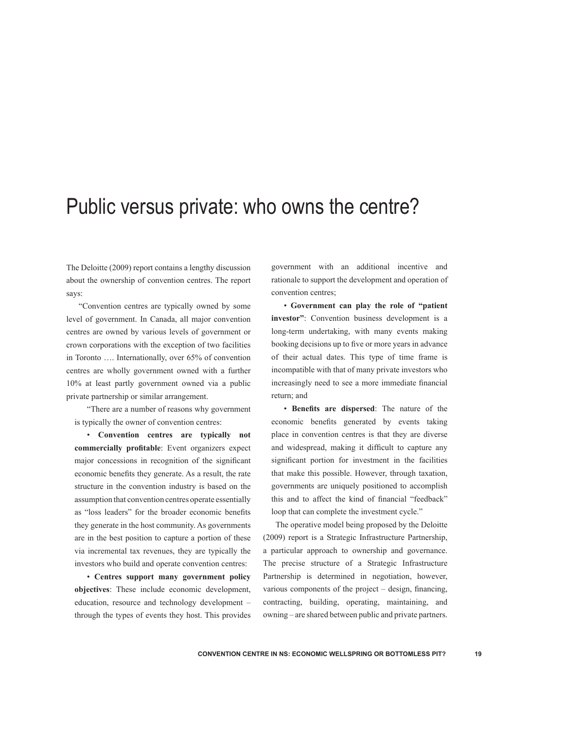# Public versus private: who owns the centre?

The Deloitte (2009) report contains a lengthy discussion about the ownership of convention centres. The report says:

"Convention centres are typically owned by some level of government. In Canada, all major convention centres are owned by various levels of government or crown corporations with the exception of two facilities in Toronto …. Internationally, over 65% of convention centres are wholly government owned with a further 10% at least partly government owned via a public private partnership or similar arrangement.

"There are a number of reasons why government is typically the owner of convention centres:

- **Convention centres are typically not commercially profitable**: Event organizers expect major concessions in recognition of the significant economic benefits they generate. As a result, the rate structure in the convention industry is based on the assumption that convention centres operate essentially as "loss leaders" for the broader economic benefits they generate in the host community. As governments are in the best position to capture a portion of these via incremental tax revenues, they are typically the investors who build and operate convention centres:

- **Centres support many government policy objectives**: These include economic development, education, resource and technology development – through the types of events they host. This provides government with an additional incentive and rationale to support the development and operation of convention centres;

- **Government can play the role of "patient investor"**: Convention business development is a long-term undertaking, with many events making booking decisions up to five or more years in advance of their actual dates. This type of time frame is incompatible with that of many private investors who increasingly need to see a more immediate financial return; and

- **Benefits are dispersed**: The nature of the economic benefits generated by events taking place in convention centres is that they are diverse and widespread, making it difficult to capture any significant portion for investment in the facilities that make this possible. However, through taxation, governments are uniquely positioned to accomplish this and to affect the kind of financial "feedback" loop that can complete the investment cycle."

The operative model being proposed by the Deloitte (2009) report is a Strategic Infrastructure Partnership, a particular approach to ownership and governance. The precise structure of a Strategic Infrastructure Partnership is determined in negotiation, however, various components of the project – design, financing, contracting, building, operating, maintaining, and owning – are shared between public and private partners.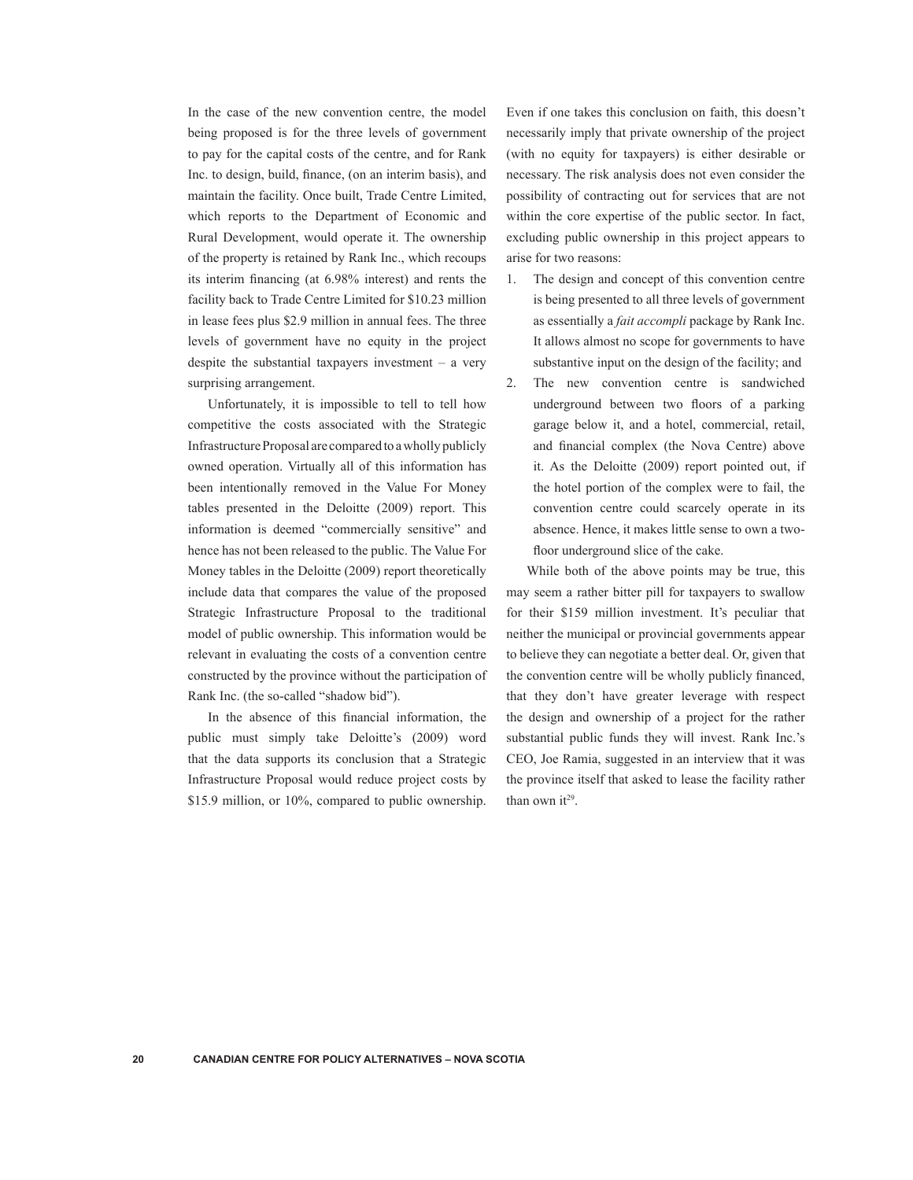In the case of the new convention centre, the model being proposed is for the three levels of government to pay for the capital costs of the centre, and for Rank Inc. to design, build, finance, (on an interim basis), and maintain the facility. Once built, Trade Centre Limited, which reports to the Department of Economic and Rural Development, would operate it. The ownership of the property is retained by Rank Inc., which recoups its interim financing (at 6.98% interest) and rents the facility back to Trade Centre Limited for $10.23 million in lease fees plus $2.9 million in annual fees. The three levels of government have no equity in the project despite the substantial taxpayers investment – a very surprising arrangement.

Unfortunately, it is impossible to tell to tell how competitive the costs associated with the Strategic Infrastructure Proposal are compared to a wholly publicly owned operation. Virtually all of this information has been intentionally removed in the Value For Money tables presented in the Deloitte (2009) report. This information is deemed "commercially sensitive" and hence has not been released to the public. The Value For Money tables in the Deloitte (2009) report theoretically include data that compares the value of the proposed Strategic Infrastructure Proposal to the traditional model of public ownership. This information would be relevant in evaluating the costs of a convention centre constructed by the province without the participation of Rank Inc. (the so-called "shadow bid").

In the absence of this financial information, the public must simply take Deloitte's (2009) word that the data supports its conclusion that a Strategic Infrastructure Proposal would reduce project costs by $15.9 million, or 10%, compared to public ownership. Even if one takes this conclusion on faith, this doesn't necessarily imply that private ownership of the project (with no equity for taxpayers) is either desirable or necessary. The risk analysis does not even consider the possibility of contracting out for services that are not within the core expertise of the public sector. In fact, excluding public ownership in this project appears to arise for two reasons:

1. The design and concept of this convention centre is being presented to all three levels of government as essentially a *fait accompli* package by Rank Inc. It allows almost no scope for governments to have substantive input on the design of the facility; and
2. The new convention centre is sandwiched underground between two floors of a parking garage below it, and a hotel, commercial, retail, and financial complex (the Nova Centre) above it. As the Deloitte (2009) report pointed out, if the hotel portion of the complex were to fail, the convention centre could scarcely operate in its absence. Hence, it makes little sense to own a two-floor underground slice of the cake.

While both of the above points may be true, this may seem a rather bitter pill for taxpayers to swallow for their $159 million investment. It's peculiar that neither the municipal or provincial governments appear to believe they can negotiate a better deal. Or, given that the convention centre will be wholly publicly financed, that they don't have greater leverage with respect the design and ownership of a project for the rather substantial public funds they will invest. Rank Inc.'s CEO, Joe Ramia, suggested in an interview that it was the province itself that asked to lease the facility rather than own it[29].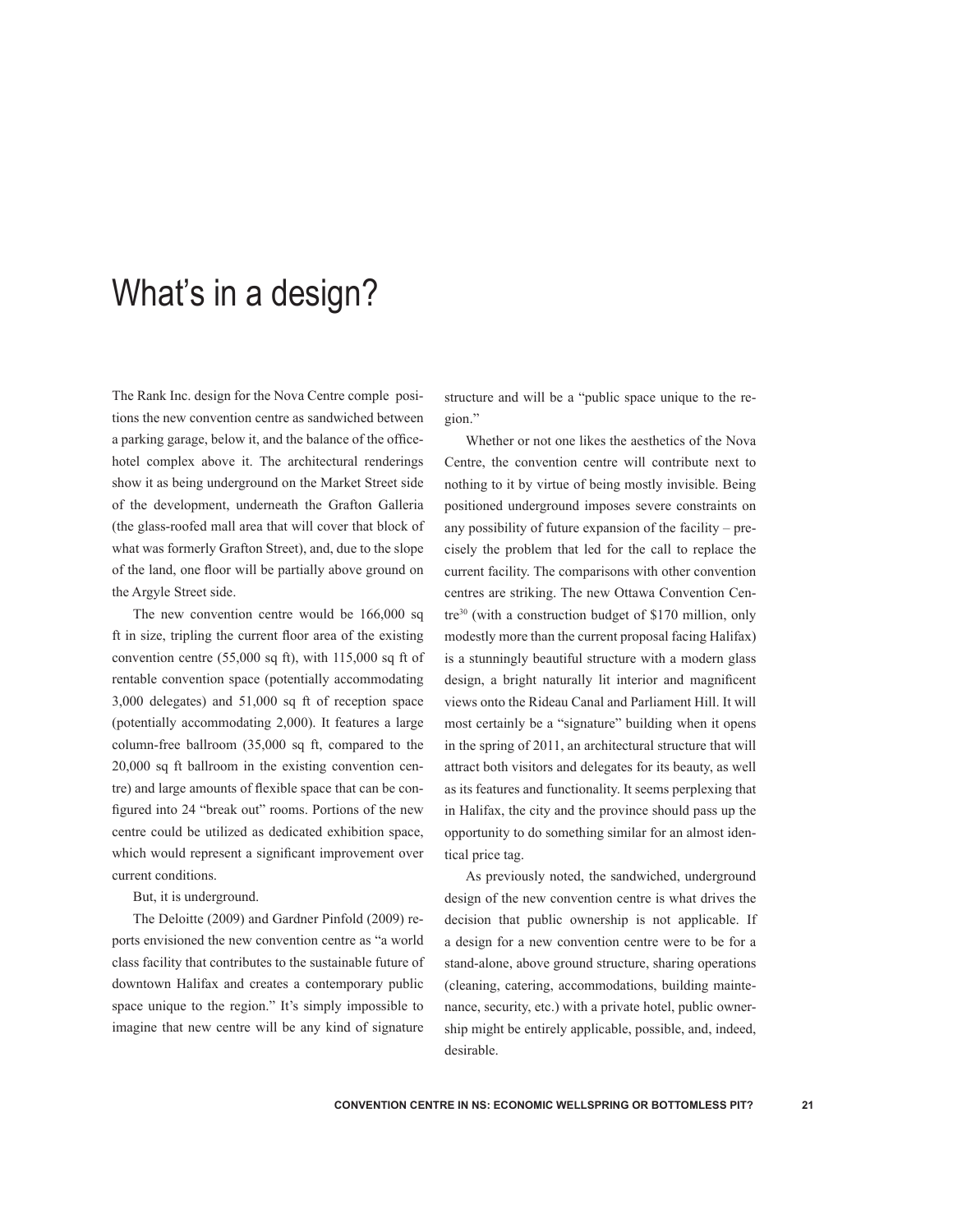# What's in a design?

The Rank Inc. design for the Nova Centre comple positions the new convention centre as sandwiched between a parking garage, below it, and the balance of the office-hotel complex above it. The architectural renderings show it as being underground on the Market Street side of the development, underneath the Grafton Galleria (the glass-roofed mall area that will cover that block of what was formerly Grafton Street), and, due to the slope of the land, one floor will be partially above ground on the Argyle Street side.

The new convention centre would be 166,000 sq ft in size, tripling the current floor area of the existing convention centre (55,000 sq ft), with 115,000 sq ft of rentable convention space (potentially accommodating 3,000 delegates) and 51,000 sq ft of reception space (potentially accommodating 2,000). It features a large column-free ballroom (35,000 sq ft, compared to the 20,000 sq ft ballroom in the existing convention centre) and large amounts of flexible space that can be configured into 24 "break out" rooms. Portions of the new centre could be utilized as dedicated exhibition space, which would represent a significant improvement over current conditions.

But, it is underground.

The Deloitte (2009) and Gardner Pinfold (2009) reports envisioned the new convention centre as "a world class facility that contributes to the sustainable future of downtown Halifax and creates a contemporary public space unique to the region." It's simply impossible to imagine that new centre will be any kind of signature structure and will be a "public space unique to the region."

Whether or not one likes the aesthetics of the Nova Centre, the convention centre will contribute next to nothing to it by virtue of being mostly invisible. Being positioned underground imposes severe constraints on any possibility of future expansion of the facility – precisely the problem that led for the call to replace the current facility. The comparisons with other convention centres are striking. The new Ottawa Convention Centre[30] (with a construction budget of $170 million, only modestly more than the current proposal facing Halifax) is a stunningly beautiful structure with a modern glass design, a bright naturally lit interior and magnificent views onto the Rideau Canal and Parliament Hill. It will most certainly be a "signature" building when it opens in the spring of 2011, an architectural structure that will attract both visitors and delegates for its beauty, as well as its features and functionality. It seems perplexing that in Halifax, the city and the province should pass up the opportunity to do something similar for an almost identical price tag.

As previously noted, the sandwiched, underground design of the new convention centre is what drives the decision that public ownership is not applicable. If a design for a new convention centre were to be for a stand-alone, above ground structure, sharing operations (cleaning, catering, accommodations, building maintenance, security, etc.) with a private hotel, public ownership might be entirely applicable, possible, and, indeed, desirable.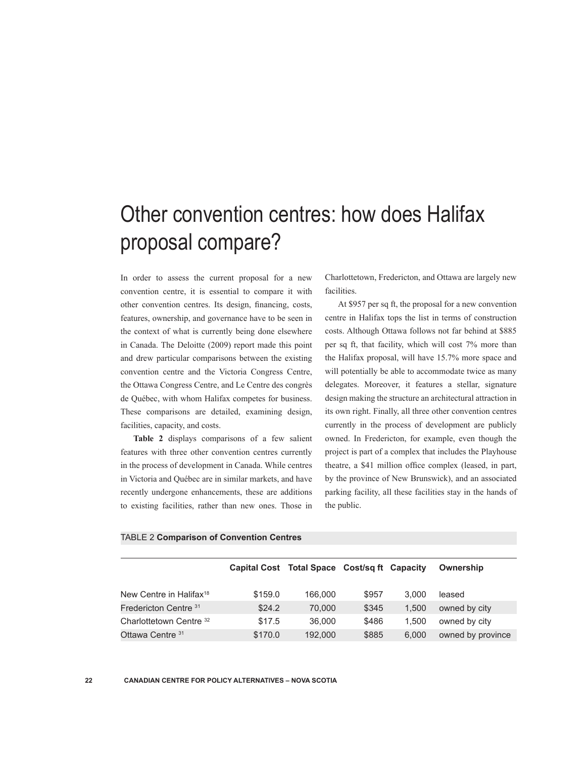# Other convention centres: how does Halifax proposal compare?

In order to assess the current proposal for a new convention centre, it is essential to compare it with other convention centres. Its design, financing, costs, features, ownership, and governance have to be seen in the context of what is currently being done elsewhere in Canada. The Deloitte (2009) report made this point and drew particular comparisons between the existing convention centre and the Victoria Congress Centre, the Ottawa Congress Centre, and Le Centre des congrès de Québec, with whom Halifax competes for business. These comparisons are detailed, examining design, facilities, capacity, and costs.

**Table 2** displays comparisons of a few salient features with three other convention centres currently in the process of development in Canada. While centres in Victoria and Québec are in similar markets, and have recently undergone enhancements, these are additions to existing facilities, rather than new ones. Those in Charlottetown, Fredericton, and Ottawa are largely new facilities.

At $957 per sq ft, the proposal for a new convention centre in Halifax tops the list in terms of construction costs. Although Ottawa follows not far behind at $885 per sq ft, that facility, which will cost 7% more than the Halifax proposal, will have 15.7% more space and will potentially be able to accommodate twice as many delegates. Moreover, it features a stellar, signature design making the structure an architectural attraction in its own right. Finally, all three other convention centres currently in the process of development are publicly owned. In Fredericton, for example, even though the project is part of a complex that includes the Playhouse theatre, a $41 million office complex (leased, in part, by the province of New Brunswick), and an associated parking facility, all these facilities stay in the hands of the public.

TABLE 2 **Comparison of Convention Centres**

| | Capital Cost | Total Space | Cost/sq ft | Capacity | Ownership |
|---|---|---|---|---|---|
| New Centre in Halifax[18] | $159.0 | 166,000 | $957 | 3,000 | leased |
| Fredericton Centre [31] | $24.2 | 70,000 | $345 | 1,500 | owned by city |
| Charlottetown Centre [32] | $17.5 | 36,000 | $486 | 1,500 | owned by city |
| Ottawa Centre [31] | $170.0 | 192,000 | $885 | 6,000 | owned by province |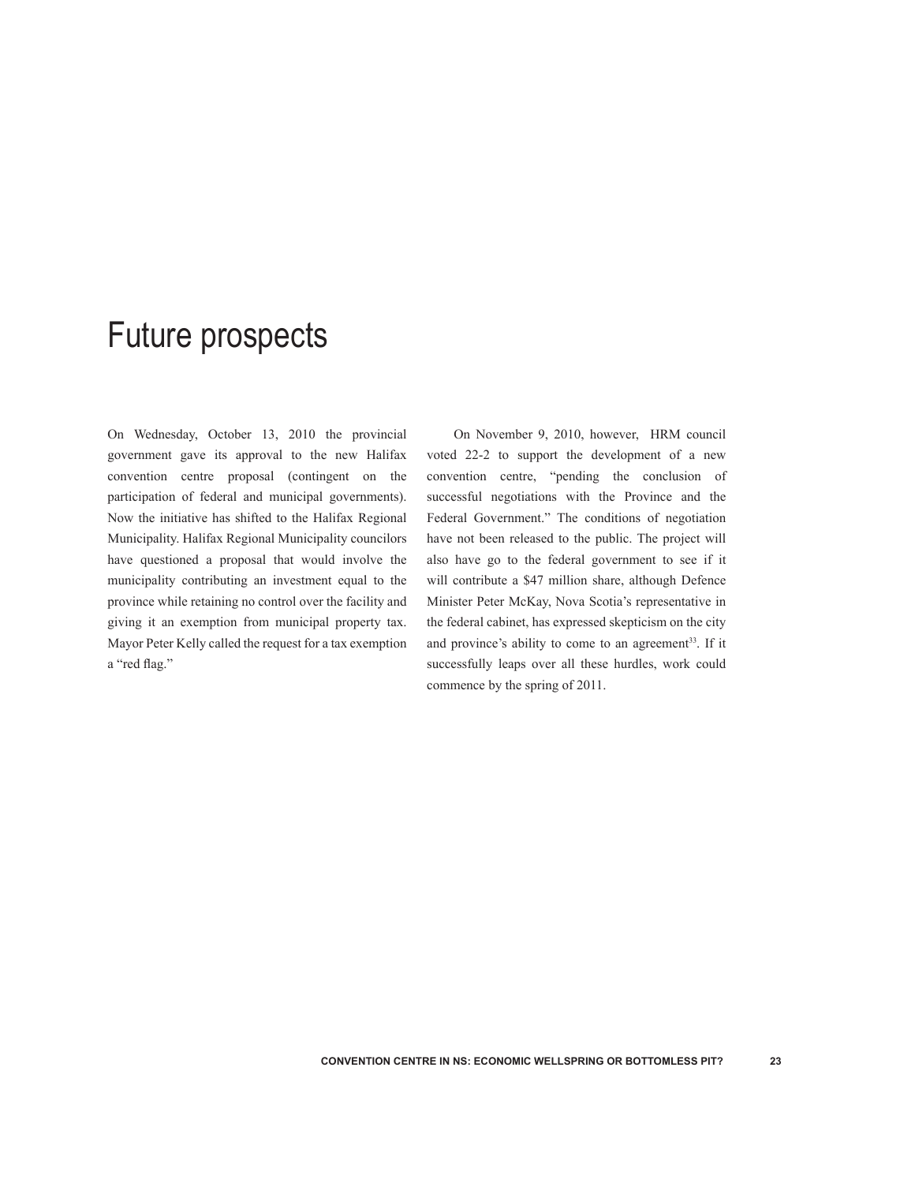# Future prospects

On Wednesday, October 13, 2010 the provincial government gave its approval to the new Halifax convention centre proposal (contingent on the participation of federal and municipal governments). Now the initiative has shifted to the Halifax Regional Municipality. Halifax Regional Municipality councilors have questioned a proposal that would involve the municipality contributing an investment equal to the province while retaining no control over the facility and giving it an exemption from municipal property tax. Mayor Peter Kelly called the request for a tax exemption a "red flag."

On November 9, 2010, however, HRM council voted 22-2 to support the development of a new convention centre, "pending the conclusion of successful negotiations with the Province and the Federal Government." The conditions of negotiation have not been released to the public. The project will also have go to the federal government to see if it will contribute a $47 million share, although Defence Minister Peter McKay, Nova Scotia's representative in the federal cabinet, has expressed skepticism on the city and province's ability to come to an agreement[33]. If it successfully leaps over all these hurdles, work could commence by the spring of 2011.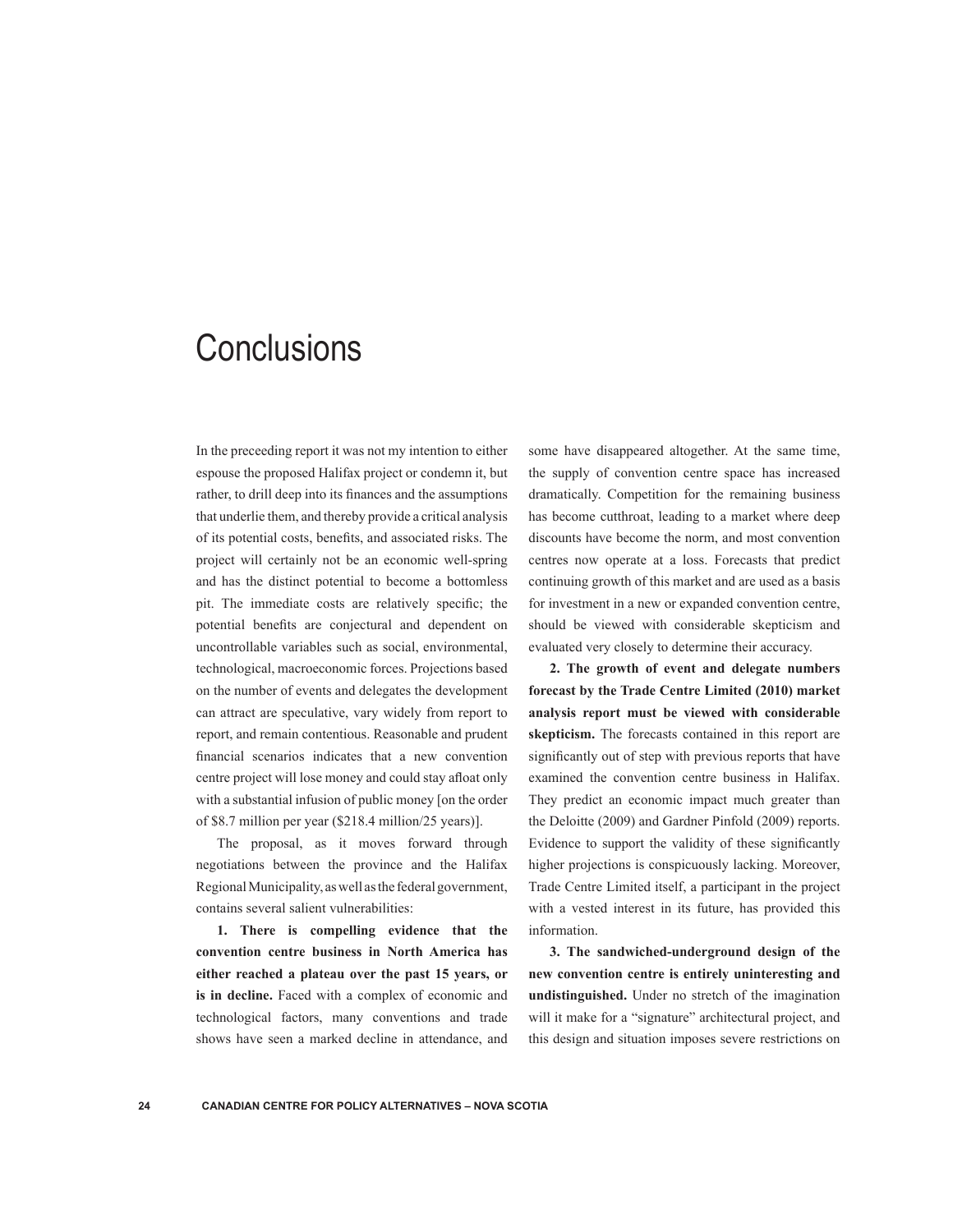# Conclusions

In the preceeding report it was not my intention to either espouse the proposed Halifax project or condemn it, but rather, to drill deep into its finances and the assumptions that underlie them, and thereby provide a critical analysis of its potential costs, benefits, and associated risks. The project will certainly not be an economic well-spring and has the distinct potential to become a bottomless pit. The immediate costs are relatively specific; the potential benefits are conjectural and dependent on uncontrollable variables such as social, environmental, technological, macroeconomic forces. Projections based on the number of events and delegates the development can attract are speculative, vary widely from report to report, and remain contentious. Reasonable and prudent financial scenarios indicates that a new convention centre project will lose money and could stay afloat only with a substantial infusion of public money [on the order of $8.7 million per year ($218.4 million/25 years)].

The proposal, as it moves forward through negotiations between the province and the Halifax Regional Municipality, as well as the federal government, contains several salient vulnerabilities:

**1. There is compelling evidence that the convention centre business in North America has either reached a plateau over the past 15 years, or is in decline.** Faced with a complex of economic and technological factors, many conventions and trade shows have seen a marked decline in attendance, and some have disappeared altogether. At the same time, the supply of convention centre space has increased dramatically. Competition for the remaining business has become cutthroat, leading to a market where deep discounts have become the norm, and most convention centres now operate at a loss. Forecasts that predict continuing growth of this market and are used as a basis for investment in a new or expanded convention centre, should be viewed with considerable skepticism and evaluated very closely to determine their accuracy.

**2. The growth of event and delegate numbers forecast by the Trade Centre Limited (2010) market analysis report must be viewed with considerable skepticism.** The forecasts contained in this report are significantly out of step with previous reports that have examined the convention centre business in Halifax. They predict an economic impact much greater than the Deloitte (2009) and Gardner Pinfold (2009) reports. Evidence to support the validity of these significantly higher projections is conspicuously lacking. Moreover, Trade Centre Limited itself, a participant in the project with a vested interest in its future, has provided this information.

**3. The sandwiched-underground design of the new convention centre is entirely uninteresting and undistinguished.** Under no stretch of the imagination will it make for a "signature" architectural project, and this design and situation imposes severe restrictions on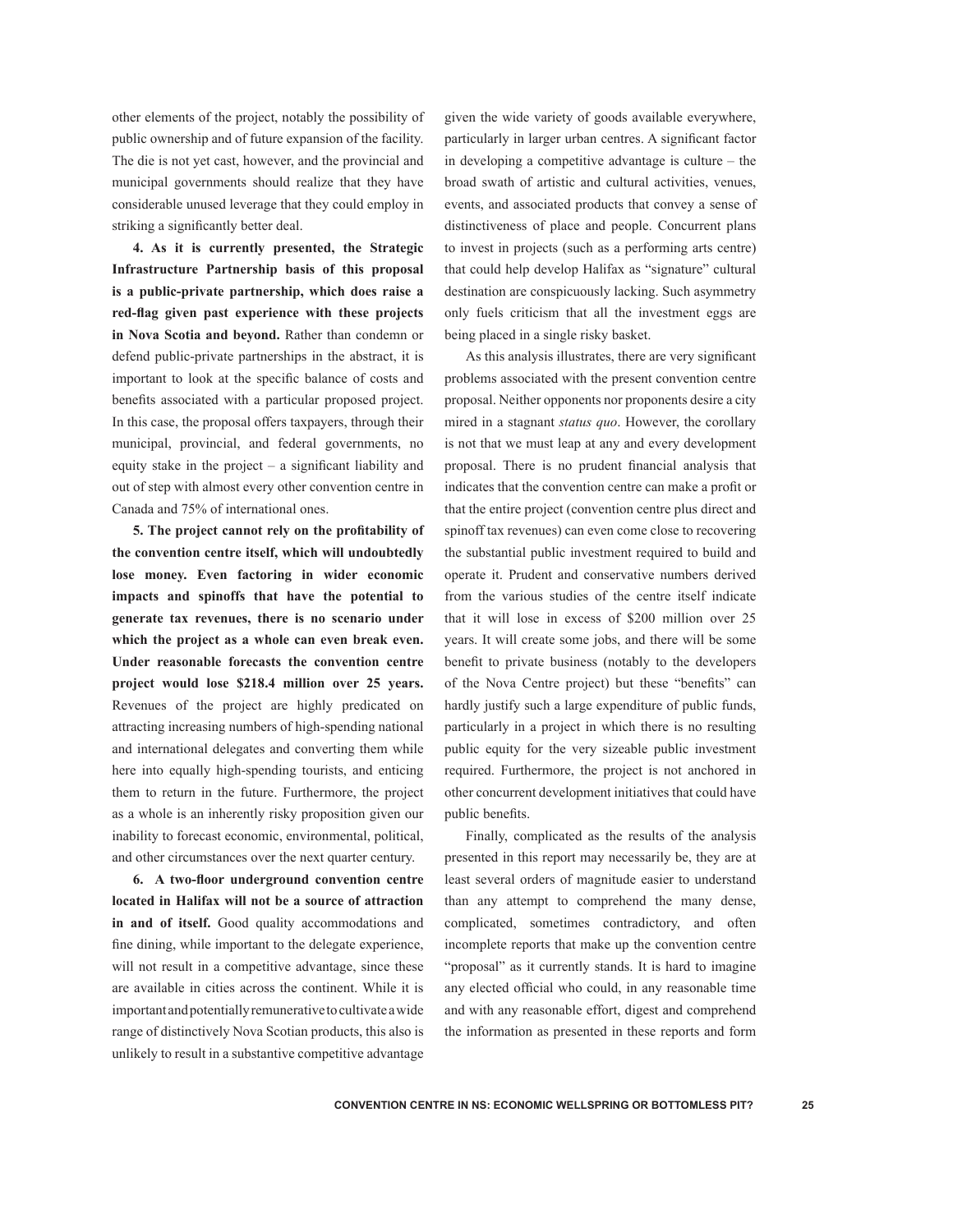other elements of the project, notably the possibility of public ownership and of future expansion of the facility. The die is not yet cast, however, and the provincial and municipal governments should realize that they have considerable unused leverage that they could employ in striking a significantly better deal.

**4. As it is currently presented, the Strategic Infrastructure Partnership basis of this proposal is a public-private partnership, which does raise a red-flag given past experience with these projects in Nova Scotia and beyond.** Rather than condemn or defend public-private partnerships in the abstract, it is important to look at the specific balance of costs and benefits associated with a particular proposed project. In this case, the proposal offers taxpayers, through their municipal, provincial, and federal governments, no equity stake in the project – a significant liability and out of step with almost every other convention centre in Canada and 75% of international ones.

**5. The project cannot rely on the profitability of the convention centre itself, which will undoubtedly lose money. Even factoring in wider economic impacts and spinoffs that have the potential to generate tax revenues, there is no scenario under which the project as a whole can even break even. Under reasonable forecasts the convention centre project would lose $218.4 million over 25 years.** Revenues of the project are highly predicated on attracting increasing numbers of high-spending national and international delegates and converting them while here into equally high-spending tourists, and enticing them to return in the future. Furthermore, the project as a whole is an inherently risky proposition given our inability to forecast economic, environmental, political, and other circumstances over the next quarter century.

**6. A two-floor underground convention centre located in Halifax will not be a source of attraction in and of itself.** Good quality accommodations and fine dining, while important to the delegate experience, will not result in a competitive advantage, since these are available in cities across the continent. While it is important and potentially remunerative to cultivate a wide range of distinctively Nova Scotian products, this also is unlikely to result in a substantive competitive advantage given the wide variety of goods available everywhere, particularly in larger urban centres. A significant factor in developing a competitive advantage is culture – the broad swath of artistic and cultural activities, venues, events, and associated products that convey a sense of distinctiveness of place and people. Concurrent plans to invest in projects (such as a performing arts centre) that could help develop Halifax as "signature" cultural destination are conspicuously lacking. Such asymmetry only fuels criticism that all the investment eggs are being placed in a single risky basket.

As this analysis illustrates, there are very significant problems associated with the present convention centre proposal. Neither opponents nor proponents desire a city mired in a stagnant *status quo*. However, the corollary is not that we must leap at any and every development proposal. There is no prudent financial analysis that indicates that the convention centre can make a profit or that the entire project (convention centre plus direct and spinoff tax revenues) can even come close to recovering the substantial public investment required to build and operate it. Prudent and conservative numbers derived from the various studies of the centre itself indicate that it will lose in excess of $200 million over 25 years. It will create some jobs, and there will be some benefit to private business (notably to the developers of the Nova Centre project) but these "benefits" can hardly justify such a large expenditure of public funds, particularly in a project in which there is no resulting public equity for the very sizeable public investment required. Furthermore, the project is not anchored in other concurrent development initiatives that could have public benefits.

Finally, complicated as the results of the analysis presented in this report may necessarily be, they are at least several orders of magnitude easier to understand than any attempt to comprehend the many dense, complicated, sometimes contradictory, and often incomplete reports that make up the convention centre "proposal" as it currently stands. It is hard to imagine any elected official who could, in any reasonable time and with any reasonable effort, digest and comprehend the information as presented in these reports and form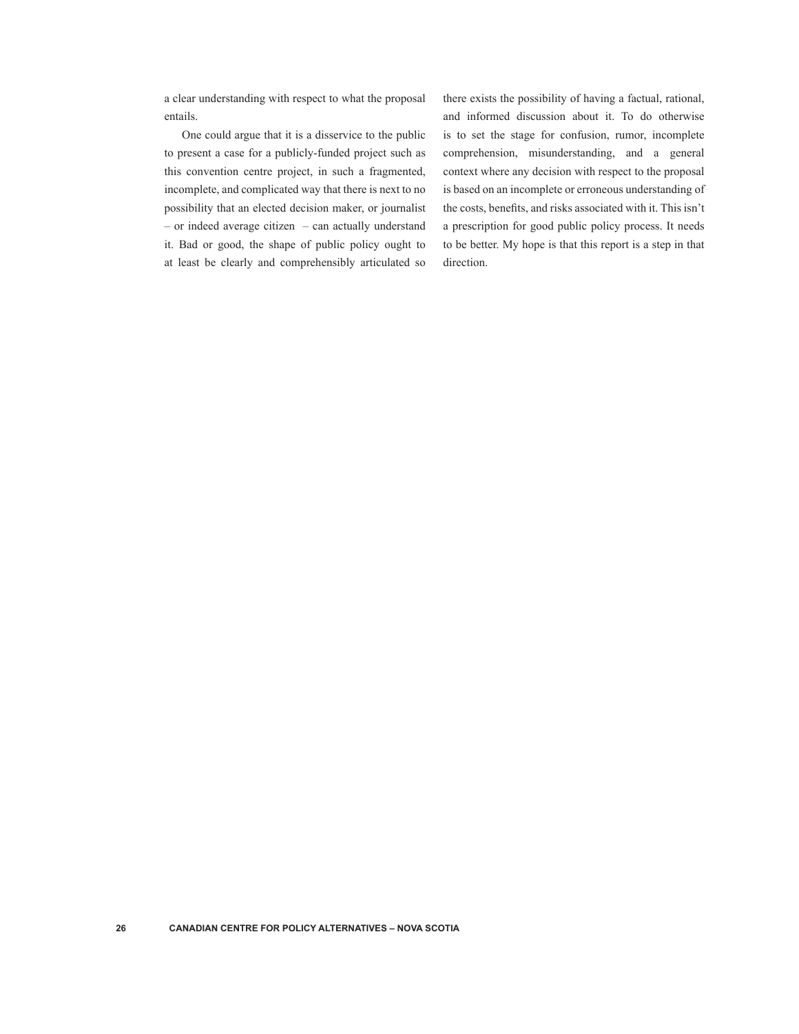a clear understanding with respect to what the proposal entails.

One could argue that it is a disservice to the public to present a case for a publicly-funded project such as this convention centre project, in such a fragmented, incomplete, and complicated way that there is next to no possibility that an elected decision maker, or journalist – or indeed average citizen – can actually understand it. Bad or good, the shape of public policy ought to at least be clearly and comprehensibly articulated so there exists the possibility of having a factual, rational, and informed discussion about it. To do otherwise is to set the stage for confusion, rumor, incomplete comprehension, misunderstanding, and a general context where any decision with respect to the proposal is based on an incomplete or erroneous understanding of the costs, benefits, and risks associated with it. This isn't a prescription for good public policy process. It needs to be better. My hope is that this report is a step in that direction.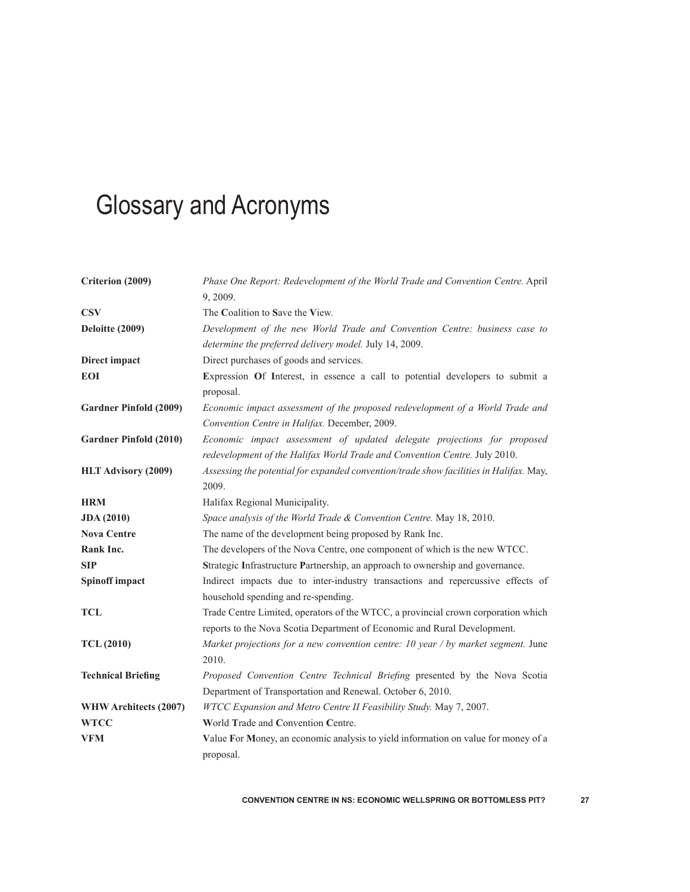# Glossary and Acronyms

| | |
|---|---|
| **Criterion (2009)** | *Phase One Report: Redevelopment of the World Trade and Convention Centre.* April 9, 2009. |
| **CSV** | The **C**oalition to **S**ave the **V**iew. |
| **Deloitte (2009)** | *Development of the new World Trade and Convention Centre: business case to determine the preferred delivery model.* July 14, 2009. |
| **Direct impact** | Direct purchases of goods and services. |
| **EOI** | **E**xpression **O**f **I**nterest, in essence a call to potential developers to submit a proposal. |
| **Gardner Pinfold (2009)** | *Economic impact assessment of the proposed redevelopment of a World Trade and Convention Centre in Halifax.* December, 2009. |
| **Gardner Pinfold (2010)** | *Economic impact assessment of updated delegate projections for proposed redevelopment of the Halifax World Trade and Convention Centre.* July 2010. |
| **HLT Advisory (2009)** | *Assessing the potential for expanded convention/trade show facilities in Halifax.* May, 2009. |
| **HRM** | Halifax Regional Municipality. |
| **JDA (2010)** | *Space analysis of the World Trade & Convention Centre.* May 18, 2010. |
| **Nova Centre** | The name of the development being proposed by Rank Inc. |
| **Rank Inc.** | The developers of the Nova Centre, one component of which is the new WTCC. |
| **SIP** | **S**trategic **I**nfrastructure **P**artnership, an approach to ownership and governance. |
| **Spinoff impact** | Indirect impacts due to inter-industry transactions and repercussive effects of household spending and re-spending. |
| **TCL** | Trade Centre Limited, operators of the WTCC, a provincial crown corporation which reports to the Nova Scotia Department of Economic and Rural Development. |
| **TCL (2010)** | *Market projections for a new convention centre: 10 year / by market segment.* June 2010. |
| **Technical Briefing** | *Proposed Convention Centre Technical Briefing* presented by the Nova Scotia Department of Transportation and Renewal. October 6, 2010. |
| **WHW Architects (2007)** | *WTCC Expansion and Metro Centre II Feasibility Study.* May 7, 2007. |
| **WTCC** | **W**orld **T**rade and **C**onvention **C**entre. |
| **VFM** | **V**alue **F**or **M**oney, an economic analysis to yield information on value for money of a proposal. |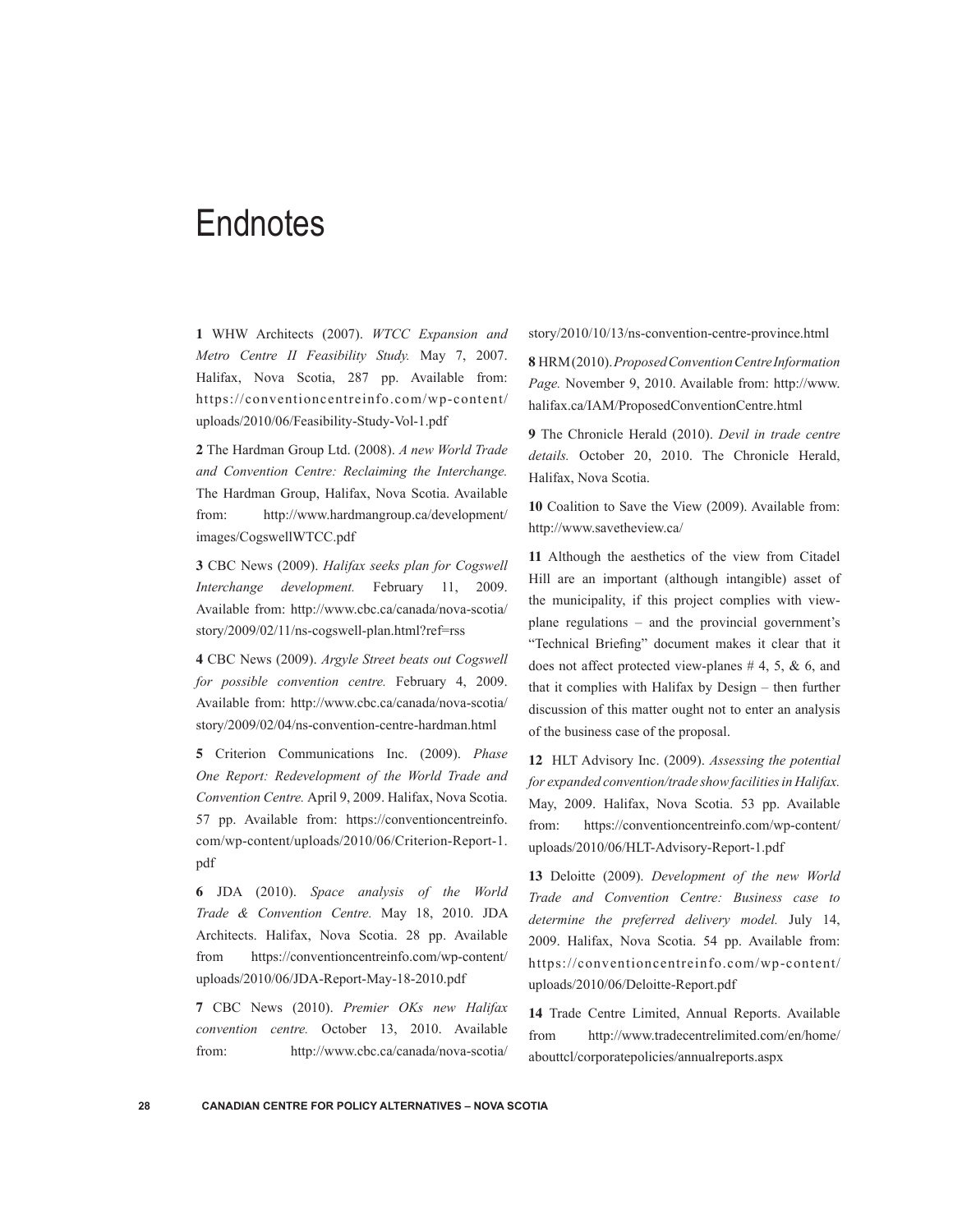# Endnotes

**1** WHW Architects (2007). *WTCC Expansion and Metro Centre II Feasibility Study.* May 7, 2007. Halifax, Nova Scotia, 287 pp. Available from: https://conventioncentreinfo.com/wp-content/uploads/2010/06/Feasibility-Study-Vol-1.pdf

**2** The Hardman Group Ltd. (2008). *A new World Trade and Convention Centre: Reclaiming the Interchange.* The Hardman Group, Halifax, Nova Scotia. Available from: http://www.hardmangroup.ca/development/images/CogswellWTCC.pdf

**3** CBC News (2009). *Halifax seeks plan for Cogswell Interchange development.* February 11, 2009. Available from: http://www.cbc.ca/canada/nova-scotia/story/2009/02/11/ns-cogswell-plan.html?ref=rss

**4** CBC News (2009). *Argyle Street beats out Cogswell for possible convention centre.* February 4, 2009. Available from: http://www.cbc.ca/canada/nova-scotia/story/2009/02/04/ns-convention-centre-hardman.html

**5** Criterion Communications Inc. (2009). *Phase One Report: Redevelopment of the World Trade and Convention Centre.* April 9, 2009. Halifax, Nova Scotia. 57 pp. Available from: https://conventioncentreinfo.com/wp-content/uploads/2010/06/Criterion-Report-1.pdf

**6** JDA (2010). *Space analysis of the World Trade & Convention Centre.* May 18, 2010. JDA Architects. Halifax, Nova Scotia. 28 pp. Available from https://conventioncentreinfo.com/wp-content/uploads/2010/06/JDA-Report-May-18-2010.pdf

**7** CBC News (2010). *Premier OKs new Halifax convention centre.* October 13, 2010. Available from: http://www.cbc.ca/canada/nova-scotia/story/2010/10/13/ns-convention-centre-province.html

**8** HRM (2010). *Proposed Convention Centre Information Page.* November 9, 2010. Available from: http://www.halifax.ca/IAM/ProposedConventionCentre.html

**9** The Chronicle Herald (2010). *Devil in trade centre details.* October 20, 2010. The Chronicle Herald, Halifax, Nova Scotia.

**10** Coalition to Save the View (2009). Available from: http://www.savetheview.ca/

**11** Although the aesthetics of the view from Citadel Hill are an important (although intangible) asset of the municipality, if this project complies with view-plane regulations – and the provincial government's "Technical Briefing" document makes it clear that it does not affect protected view-planes # 4, 5, & 6, and that it complies with Halifax by Design – then further discussion of this matter ought not to enter an analysis of the business case of the proposal.

**12** HLT Advisory Inc. (2009). *Assessing the potential for expanded convention/trade show facilities in Halifax.* May, 2009. Halifax, Nova Scotia. 53 pp. Available from: https://conventioncentreinfo.com/wp-content/uploads/2010/06/HLT-Advisory-Report-1.pdf

**13** Deloitte (2009). *Development of the new World Trade and Convention Centre: Business case to determine the preferred delivery model.* July 14, 2009. Halifax, Nova Scotia. 54 pp. Available from: https://conventioncentreinfo.com/wp-content/uploads/2010/06/Deloitte-Report.pdf

**14** Trade Centre Limited, Annual Reports. Available from http://www.tradecentrelimited.com/en/home/abouttcl/corporatepolicies/annualreports.aspx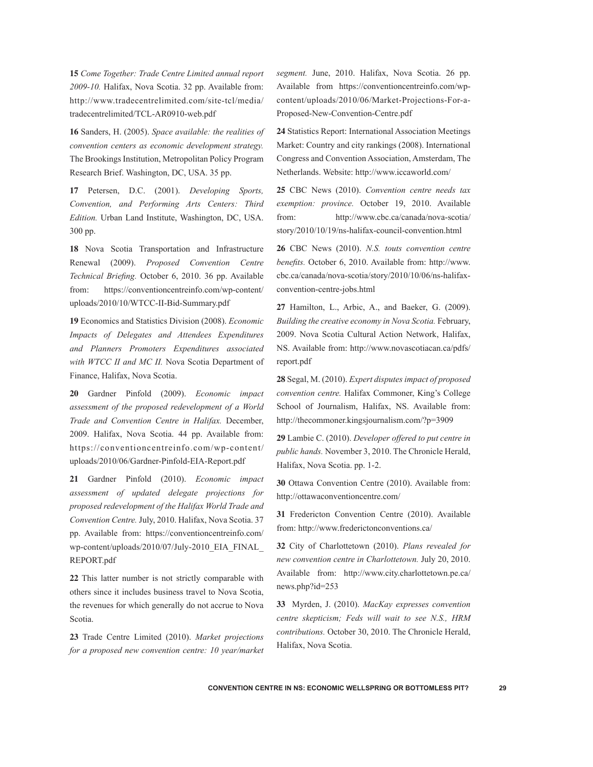**15** *Come Together: Trade Centre Limited annual report 2009-10.* Halifax, Nova Scotia. 32 pp. Available from: http://www.tradecentrelimited.com/site-tcl/media/tradecentrelimited/TCL-AR0910-web.pdf

**16** Sanders, H. (2005). *Space available: the realities of convention centers as economic development strategy.* The Brookings Institution, Metropolitan Policy Program Research Brief. Washington, DC, USA. 35 pp.

**17** Petersen, D.C. (2001). *Developing Sports, Convention, and Performing Arts Centers: Third Edition.* Urban Land Institute, Washington, DC, USA. 300 pp.

**18** Nova Scotia Transportation and Infrastructure Renewal (2009). *Proposed Convention Centre Technical Briefing.* October 6, 2010. 36 pp. Available from: https://conventioncentreinfo.com/wp-content/uploads/2010/10/WTCC-II-Bid-Summary.pdf

**19** Economics and Statistics Division (2008). *Economic Impacts of Delegates and Attendees Expenditures and Planners Promoters Expenditures associated with WTCC II and MC II.* Nova Scotia Department of Finance, Halifax, Nova Scotia.

**20** Gardner Pinfold (2009). *Economic impact assessment of the proposed redevelopment of a World Trade and Convention Centre in Halifax.* December, 2009. Halifax, Nova Scotia. 44 pp. Available from: https://conventioncentreinfo.com/wp-content/uploads/2010/06/Gardner-Pinfold-EIA-Report.pdf

**21** Gardner Pinfold (2010). *Economic impact assessment of updated delegate projections for proposed redevelopment of the Halifax World Trade and Convention Centre.* July, 2010. Halifax, Nova Scotia. 37 pp. Available from: https://conventioncentreinfo.com/wp-content/uploads/2010/07/July-2010_EIA_FINAL_REPORT.pdf

**22** This latter number is not strictly comparable with others since it includes business travel to Nova Scotia, the revenues for which generally do not accrue to Nova Scotia.

**23** Trade Centre Limited (2010). *Market projections for a proposed new convention centre: 10 year/market segment.* June, 2010. Halifax, Nova Scotia. 26 pp. Available from https://conventioncentreinfo.com/wp-content/uploads/2010/06/Market-Projections-For-a-Proposed-New-Convention-Centre.pdf

**24** Statistics Report: International Association Meetings Market: Country and city rankings (2008). International Congress and Convention Association, Amsterdam, The Netherlands. Website: http://www.iccaworld.com/

**25** CBC News (2010). *Convention centre needs tax exemption: province.* October 19, 2010. Available from: http://www.cbc.ca/canada/nova-scotia/story/2010/10/19/ns-halifax-council-convention.html

**26** CBC News (2010). *N.S. touts convention centre benefits.* October 6, 2010. Available from: http://www.cbc.ca/canada/nova-scotia/story/2010/10/06/ns-halifax-convention-centre-jobs.html

**27** Hamilton, L., Arbic, A., and Baeker, G. (2009). *Building the creative economy in Nova Scotia.* February, 2009. Nova Scotia Cultural Action Network, Halifax, NS. Available from: http://www.novascotiacan.ca/pdfs/report.pdf

**28** Segal, M. (2010). *Expert disputes impact of proposed convention centre.* Halifax Commoner, King's College School of Journalism, Halifax, NS. Available from: http://thecommoner.kingsjournalism.com/?p=3909

**29** Lambie C. (2010). *Developer offered to put centre in public hands.* November 3, 2010. The Chronicle Herald, Halifax, Nova Scotia. pp. 1-2.

**30** Ottawa Convention Centre (2010). Available from: http://ottawaconventioncentre.com/

**31** Fredericton Convention Centre (2010). Available from: http://www.frederictonconventions.ca/

**32** City of Charlottetown (2010). *Plans revealed for new convention centre in Charlottetown.* July 20, 2010. Available from: http://www.city.charlottetown.pe.ca/news.php?id=253

**33** Myrden, J. (2010). *MacKay expresses convention centre skepticism; Feds will wait to see N.S., HRM contributions.* October 30, 2010. The Chronicle Herald, Halifax, Nova Scotia.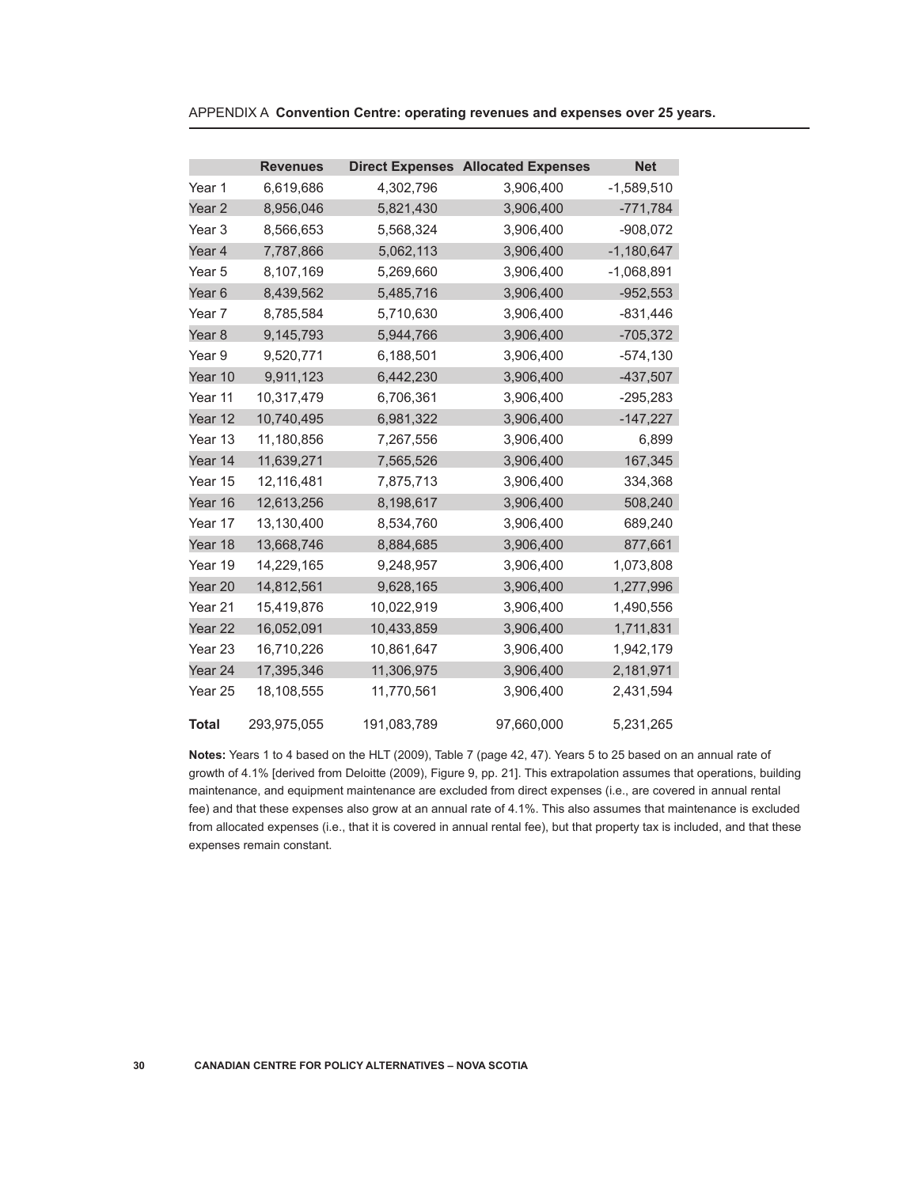APPENDIX A **Convention Centre: operating revenues and expenses over 25 years.**

| | Revenues | Direct Expenses | Allocated Expenses | Net |
|---|---|---|---|---|
| Year 1 | 6,619,686 | 4,302,796 | 3,906,400 | -1,589,510 |
| Year 2 | 8,956,046 | 5,821,430 | 3,906,400 | -771,784 |
| Year 3 | 8,566,653 | 5,568,324 | 3,906,400 | -908,072 |
| Year 4 | 7,787,866 | 5,062,113 | 3,906,400 | -1,180,647 |
| Year 5 | 8,107,169 | 5,269,660 | 3,906,400 | -1,068,891 |
| Year 6 | 8,439,562 | 5,485,716 | 3,906,400 | -952,553 |
| Year 7 | 8,785,584 | 5,710,630 | 3,906,400 | -831,446 |
| Year 8 | 9,145,793 | 5,944,766 | 3,906,400 | -705,372 |
| Year 9 | 9,520,771 | 6,188,501 | 3,906,400 | -574,130 |
| Year 10 | 9,911,123 | 6,442,230 | 3,906,400 | -437,507 |
| Year 11 | 10,317,479 | 6,706,361 | 3,906,400 | -295,283 |
| Year 12 | 10,740,495 | 6,981,322 | 3,906,400 | -147,227 |
| Year 13 | 11,180,856 | 7,267,556 | 3,906,400 | 6,899 |
| Year 14 | 11,639,271 | 7,565,526 | 3,906,400 | 167,345 |
| Year 15 | 12,116,481 | 7,875,713 | 3,906,400 | 334,368 |
| Year 16 | 12,613,256 | 8,198,617 | 3,906,400 | 508,240 |
| Year 17 | 13,130,400 | 8,534,760 | 3,906,400 | 689,240 |
| Year 18 | 13,668,746 | 8,884,685 | 3,906,400 | 877,661 |
| Year 19 | 14,229,165 | 9,248,957 | 3,906,400 | 1,073,808 |
| Year 20 | 14,812,561 | 9,628,165 | 3,906,400 | 1,277,996 |
| Year 21 | 15,419,876 | 10,022,919 | 3,906,400 | 1,490,556 |
| Year 22 | 16,052,091 | 10,433,859 | 3,906,400 | 1,711,831 |
| Year 23 | 16,710,226 | 10,861,647 | 3,906,400 | 1,942,179 |
| Year 24 | 17,395,346 | 11,306,975 | 3,906,400 | 2,181,971 |
| Year 25 | 18,108,555 | 11,770,561 | 3,906,400 | 2,431,594 |
| **Total** | 293,975,055 | 191,083,789 | 97,660,000 | 5,231,265 |

**Notes:** Years 1 to 4 based on the HLT (2009), Table 7 (page 42, 47). Years 5 to 25 based on an annual rate of growth of 4.1% [derived from Deloitte (2009), Figure 9, pp. 21]. This extrapolation assumes that operations, building maintenance, and equipment maintenance are excluded from direct expenses (i.e., are covered in annual rental fee) and that these expenses also grow at an annual rate of 4.1%. This also assumes that maintenance is excluded from allocated expenses (i.e., that it is covered in annual rental fee), but that property tax is included, and that these expenses remain constant.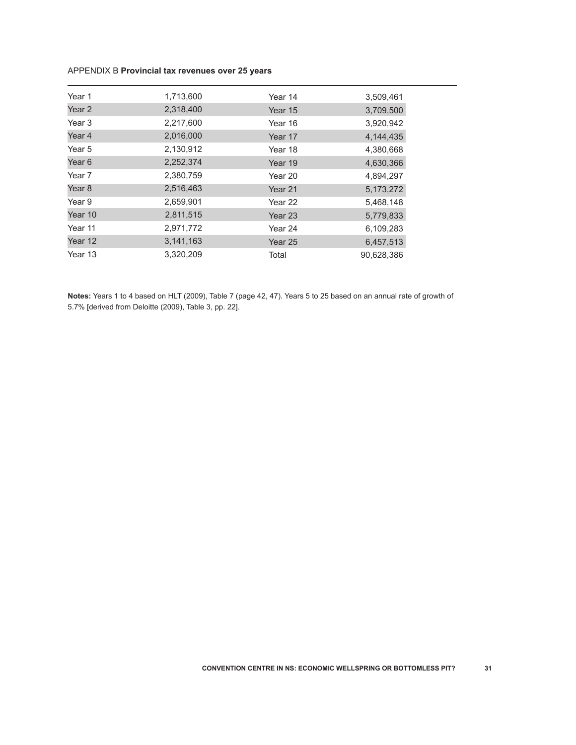APPENDIX B **Provincial tax revenues over 25 years**

| | | | |
|---|---|---|---|
| Year 1 | 1,713,600 | Year 14 | 3,509,461 |
| Year 2 | 2,318,400 | Year 15 | 3,709,500 |
| Year 3 | 2,217,600 | Year 16 | 3,920,942 |
| Year 4 | 2,016,000 | Year 17 | 4,144,435 |
| Year 5 | 2,130,912 | Year 18 | 4,380,668 |
| Year 6 | 2,252,374 | Year 19 | 4,630,366 |
| Year 7 | 2,380,759 | Year 20 | 4,894,297 |
| Year 8 | 2,516,463 | Year 21 | 5,173,272 |
| Year 9 | 2,659,901 | Year 22 | 5,468,148 |
| Year 10 | 2,811,515 | Year 23 | 5,779,833 |
| Year 11 | 2,971,772 | Year 24 | 6,109,283 |
| Year 12 | 3,141,163 | Year 25 | 6,457,513 |
| Year 13 | 3,320,209 | Total | 90,628,386 |

**Notes:** Years 1 to 4 based on HLT (2009), Table 7 (page 42, 47). Years 5 to 25 based on an annual rate of growth of 5.7% [derived from Deloitte (2009), Table 3, pp. 22].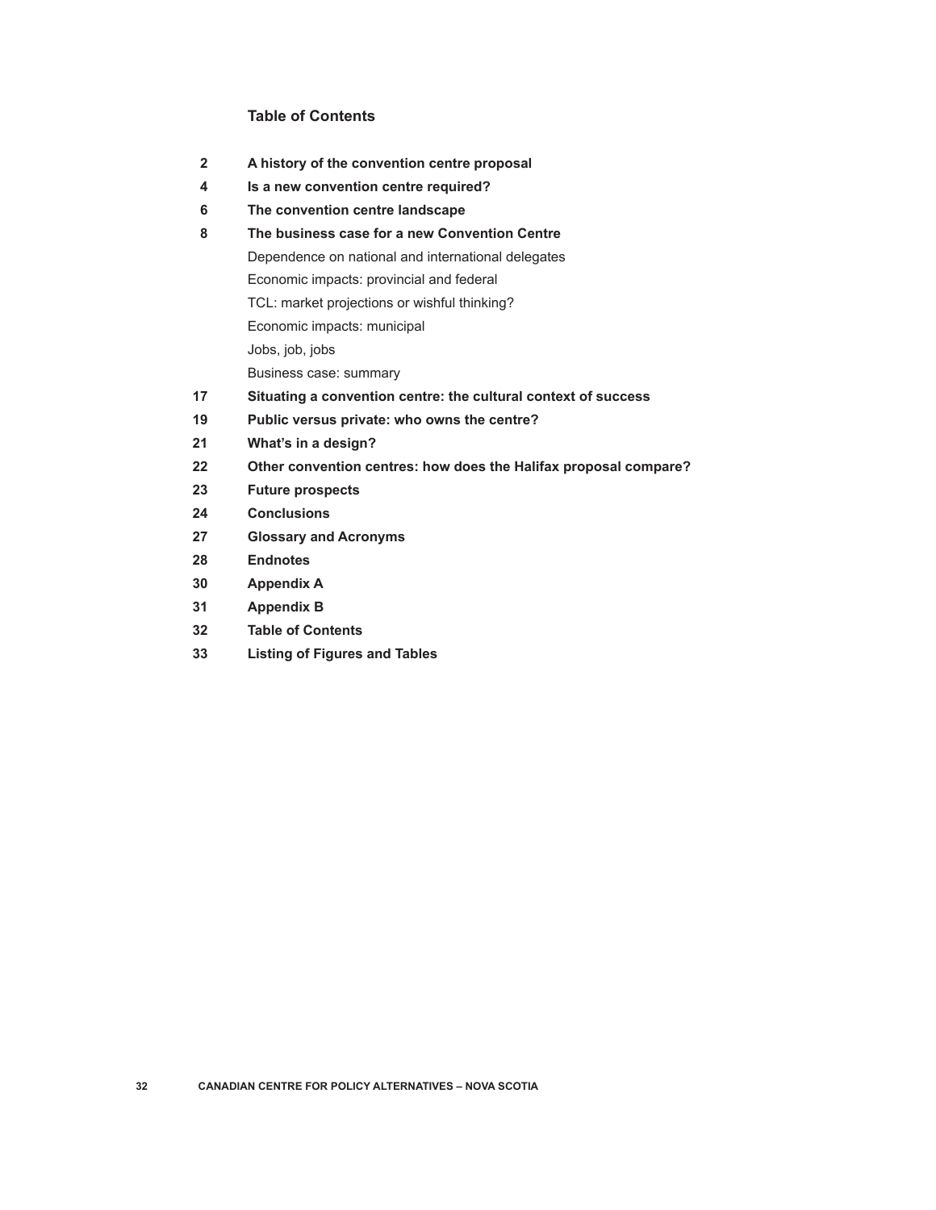## Table of Contents

**2** **A history of the convention centre proposal**

**4** **Is a new convention centre required?**

**6** **The convention centre landscape**

**8** **The business case for a new Convention Centre**

- Dependence on national and international delegates
- Economic impacts: provincial and federal
- TCL: market projections or wishful thinking?
- Economic impacts: municipal
- Jobs, job, jobs
- Business case: summary

**17** **Situating a convention centre: the cultural context of success**

**19** **Public versus private: who owns the centre?**

**21** **What's in a design?**

**22** **Other convention centres: how does the Halifax proposal compare?**

**23** **Future prospects**

**24** **Conclusions**

**27** **Glossary and Acronyms**

**28** **Endnotes**

**30** **Appendix A**

**31** **Appendix B**

**32** **Table of Contents**

**33** **Listing of Figures and Tables**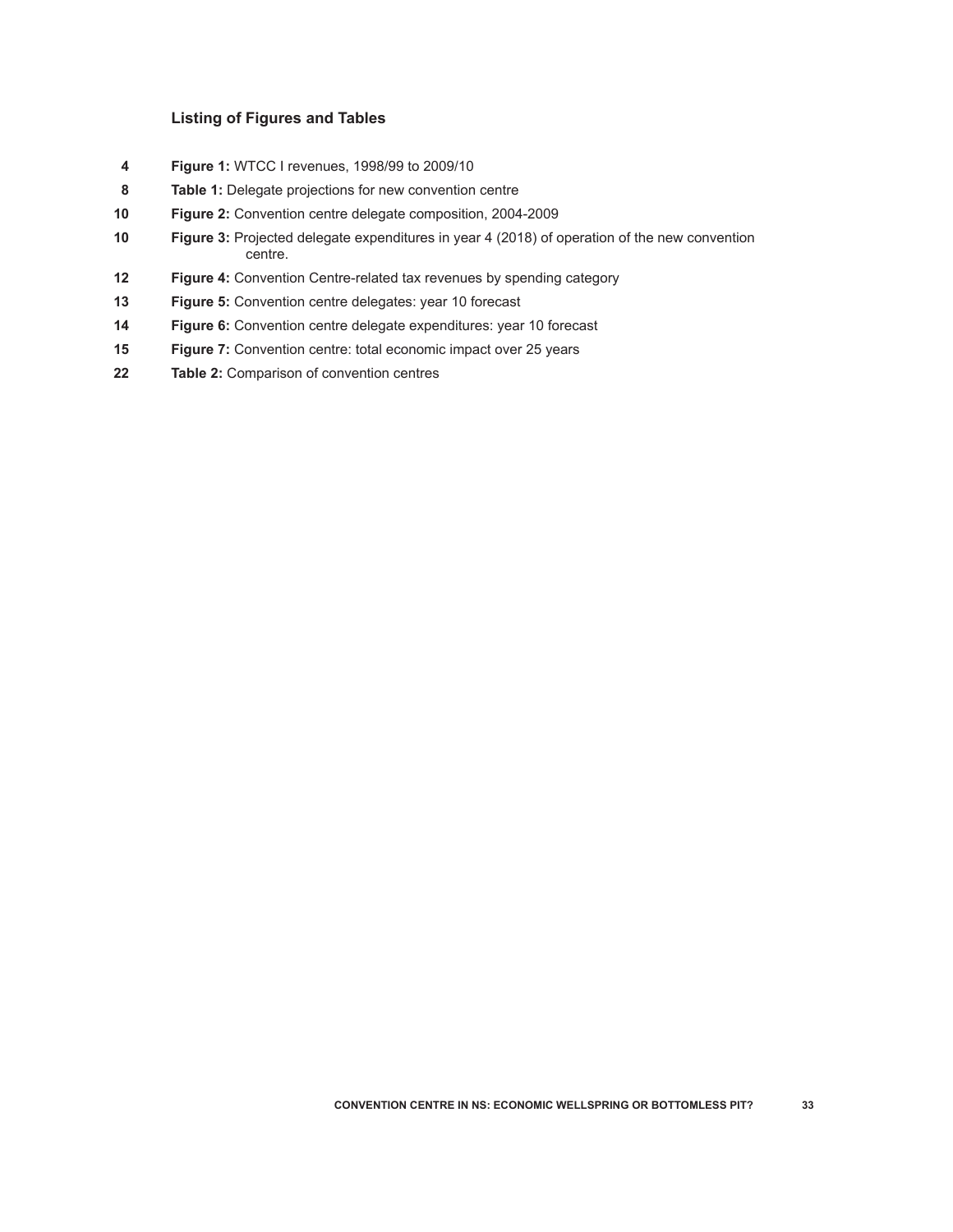## Listing of Figures and Tables

| Page | Item |
| --- | --- |
| 4 | **Figure 1:** WTCC I revenues, 1998/99 to 2009/10 |
| 8 | **Table 1:** Delegate projections for new convention centre |
| 10 | **Figure 2:** Convention centre delegate composition, 2004-2009 |
| 10 | **Figure 3:** Projected delegate expenditures in year 4 (2018) of operation of the new convention centre. |
| 12 | **Figure 4:** Convention Centre-related tax revenues by spending category |
| 13 | **Figure 5:** Convention centre delegates: year 10 forecast |
| 14 | **Figure 6:** Convention centre delegate expenditures: year 10 forecast |
| 15 | **Figure 7:** Convention centre: total economic impact over 25 years |
| 22 | **Table 2:** Comparison of convention centres |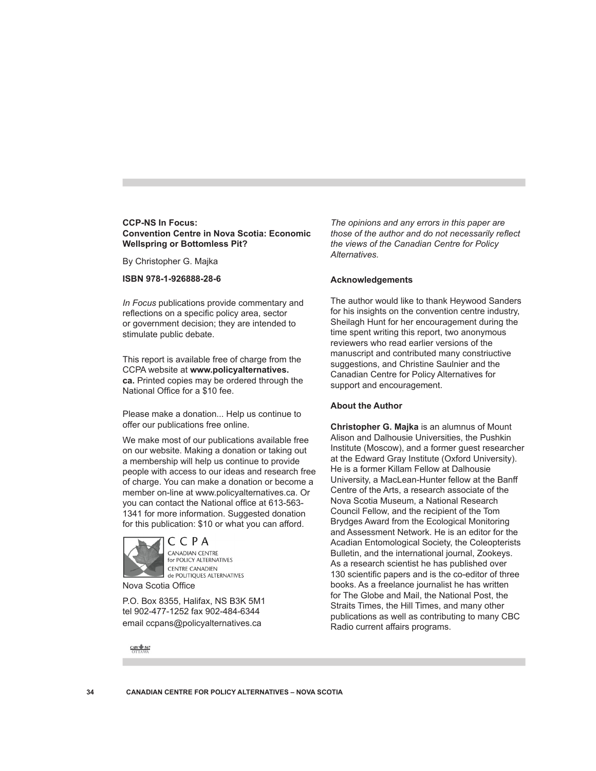**CCP-NS In Focus:**
**Convention Centre in Nova Scotia: Economic Wellspring or Bottomless Pit?**

By Christopher G. Majka

**ISBN 978-1-926888-28-6**

*In Focus* publications provide commentary and reflections on a specific policy area, sector or government decision; they are intended to stimulate public debate.

This report is available free of charge from the CCPA website at **www.policyalternatives.ca.** Printed copies may be ordered through the National Office for a $10 fee.

Please make a donation... Help us continue to offer our publications free online.

We make most of our publications available free on our website. Making a donation or taking out a membership will help us continue to provide people with access to our ideas and research free of charge. You can make a donation or become a member on-line at www.policyalternatives.ca. Or you can contact the National office at 613-563-1341 for more information. Suggested donation for this publication: $10 or what you can afford.

CCPA
CANADIAN CENTRE for POLICY ALTERNATIVES
CENTRE CANADIEN de POLITIQUES ALTERNATIVES

Nova Scotia Office

P.O. Box 8355, Halifax, NS B3K 5M1
tel 902-477-1252 fax 902-484-6344
email ccpans@policyalternatives.ca

*The opinions and any errors in this paper are those of the author and do not necessarily reflect the views of the Canadian Centre for Policy Alternatives.*

**Acknowledgements**

The author would like to thank Heywood Sanders for his insights on the convention centre industry, Sheilagh Hunt for her encouragement during the time spent writing this report, two anonymous reviewers who read earlier versions of the manuscript and contributed many constriuctive suggestions, and Christine Saulnier and the Canadian Centre for Policy Alternatives for support and encouragement.

**About the Author**

**Christopher G. Majka** is an alumnus of Mount Alison and Dalhousie Universities, the Pushkin Institute (Moscow), and a former guest researcher at the Edward Gray Institute (Oxford University). He is a former Killam Fellow at Dalhousie University, a MacLean-Hunter fellow at the Banff Centre of the Arts, a research associate of the Nova Scotia Museum, a National Research Council Fellow, and the recipient of the Tom Brydges Award from the Ecological Monitoring and Assessment Network. He is an editor for the Acadian Entomological Society, the Coleopterists Bulletin, and the international journal, Zookeys. As a research scientist he has published over 130 scientific papers and is the co-editor of three books. As a freelance journalist he has written for The Globe and Mail, the National Post, the Straits Times, the Hill Times, and many other publications as well as contributing to many CBC Radio current affairs programs.